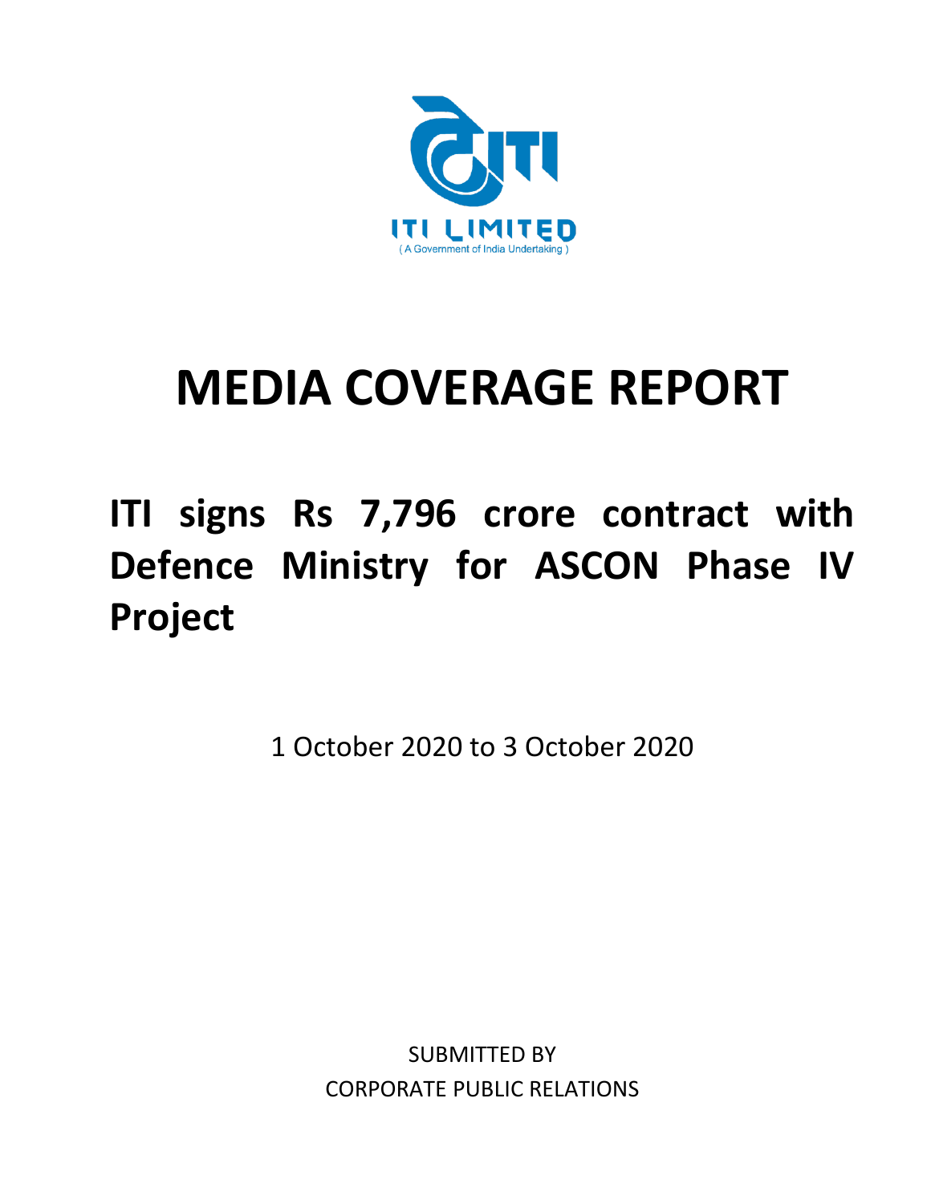ITI LIMITED
( A Government of India Undertaking )

# MEDIA COVERAGE REPORT

## ITI signs Rs 7,796 crore contract with Defence Ministry for ASCON Phase IV Project

1 October 2020 to 3 October 2020

SUBMITTED BY
CORPORATE PUBLIC RELATIONS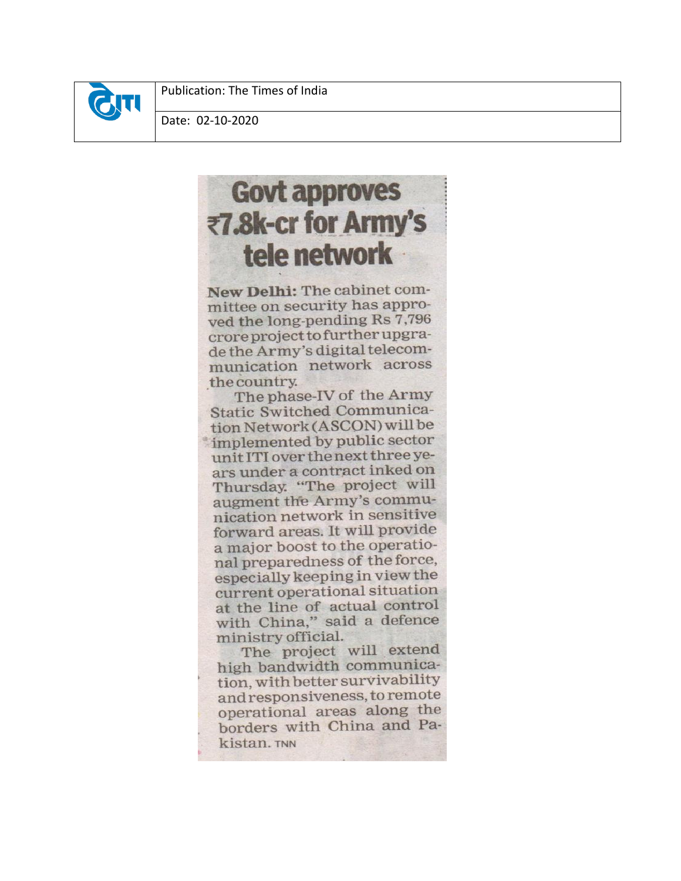| | Publication: The Times of India |
|---|---|
| | Date: 02-10-2020 |

# Govt approves ₹7.8k-cr for Army's tele network

**New Delhi:** The cabinet committee on security has approved the long-pending Rs 7,796 crore project to further upgrade the Army's digital telecommunication network across the country.

The phase-IV of the Army Static Switched Communication Network (ASCON) will be implemented by public sector unit ITI over the next three years under a contract inked on Thursday. "The project will augment the Army's communication network in sensitive forward areas. It will provide a major boost to the operational preparedness of the force, especially keeping in view the current operational situation at the line of actual control with China," said a defence ministry official.

The project will extend high bandwidth communication, with better survivability and responsiveness, to remote operational areas along the borders with China and Pakistan. TNN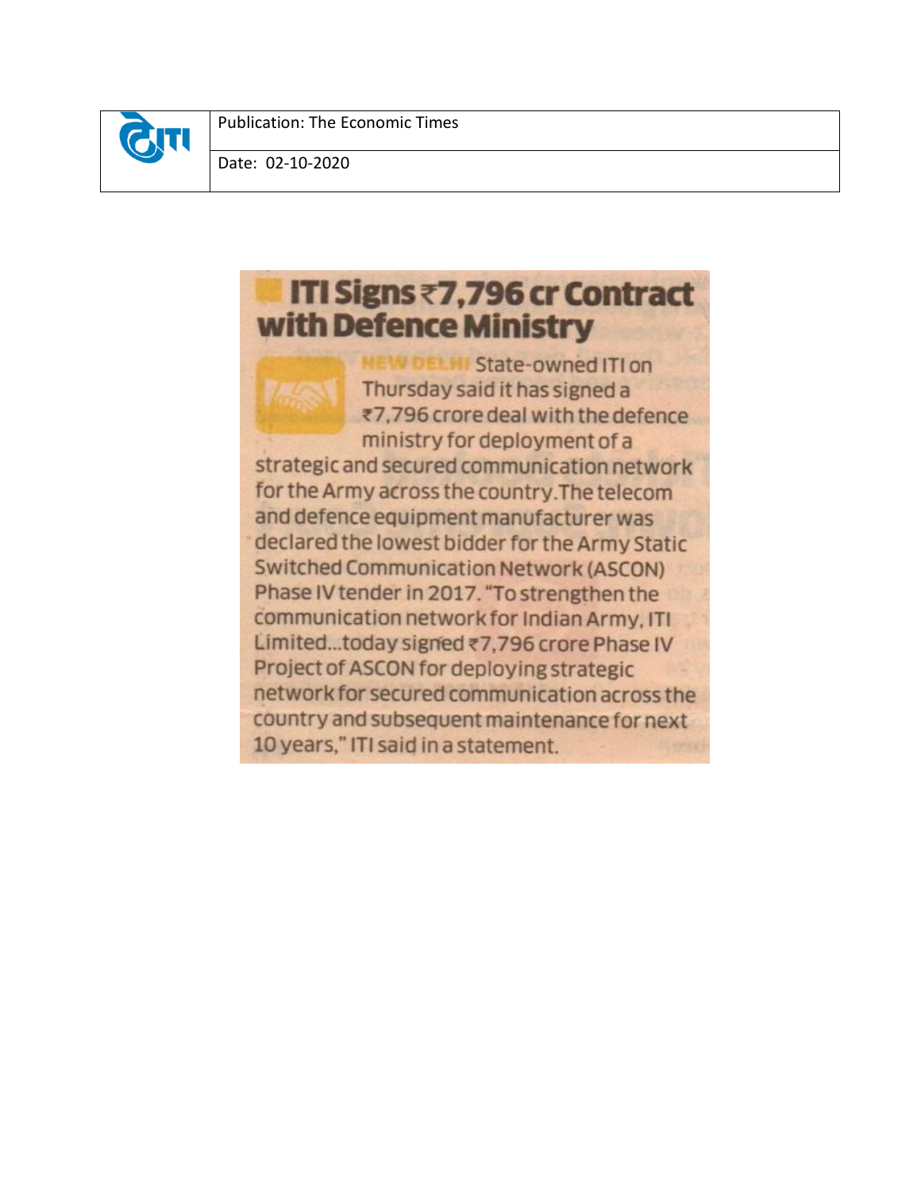| | Publication: The Economic Times |
|---|---|
| | Date: 02-10-2020 |

# ITI Signs ₹7,796 cr Contract with Defence Ministry

**NEW DELHI** State-owned ITI on Thursday said it has signed a ₹7,796 crore deal with the defence ministry for deployment of a strategic and secured communication network for the Army across the country. The telecom and defence equipment manufacturer was declared the lowest bidder for the Army Static Switched Communication Network (ASCON) Phase IV tender in 2017. "To strengthen the communication network for Indian Army, ITI Limited...today signed ₹7,796 crore Phase IV Project of ASCON for deploying strategic network for secured communication across the country and subsequent maintenance for next 10 years," ITI said in a statement.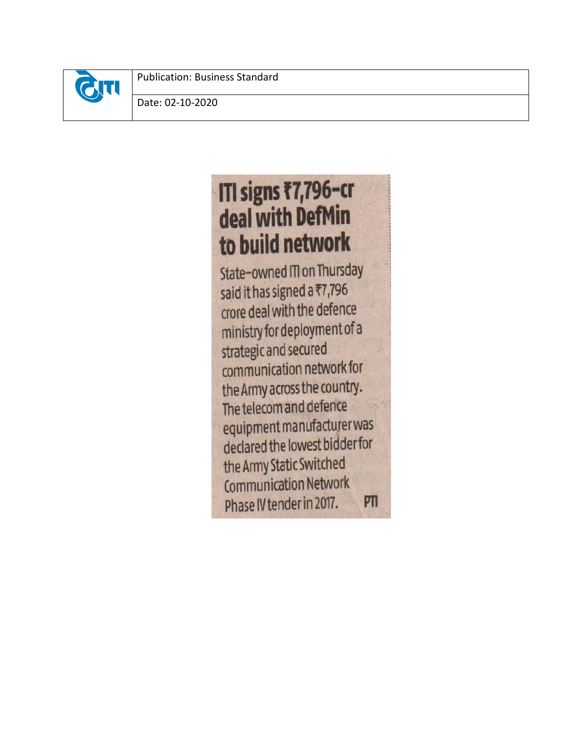| | Publication: Business Standard |
|---|---|
| | Date: 02-10-2020 |

# ITI signs ₹7,796-cr deal with DefMin to build network

State-owned ITI on Thursday said it has signed a ₹7,796 crore deal with the defence ministry for deployment of a strategic and secured communication network for the Army across the country. The telecom and defence equipment manufacturer was declared the lowest bidder for the Army Static Switched Communication Network Phase IV tender in 2017. PTI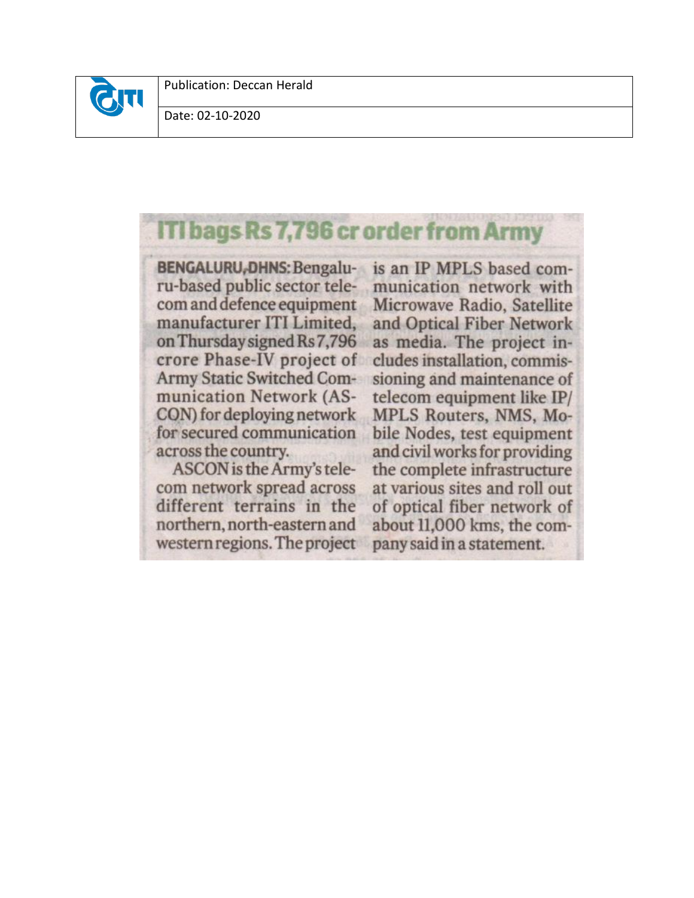| | Publication: Deccan Herald |
|---|---|
| | Date: 02-10-2020 |

# ITI bags Rs 7,796 cr order from Army

**BENGALURU, DHNS:** Bengaluru-based public sector telecom and defence equipment manufacturer ITI Limited, on Thursday signed Rs 7,796 crore Phase-IV project of Army Static Switched Communication Network (ASCON) for deploying network for secured communication across the country.

ASCON is the Army's telecom network spread across different terrains in the northern, north-eastern and western regions. The project is an IP MPLS based communication network with Microwave Radio, Satellite and Optical Fiber Network as media. The project includes installation, commissioning and maintenance of telecom equipment like IP/MPLS Routers, NMS, Mobile Nodes, test equipment and civil works for providing the complete infrastructure at various sites and roll out of optical fiber network of about 11,000 kms, the company said in a statement.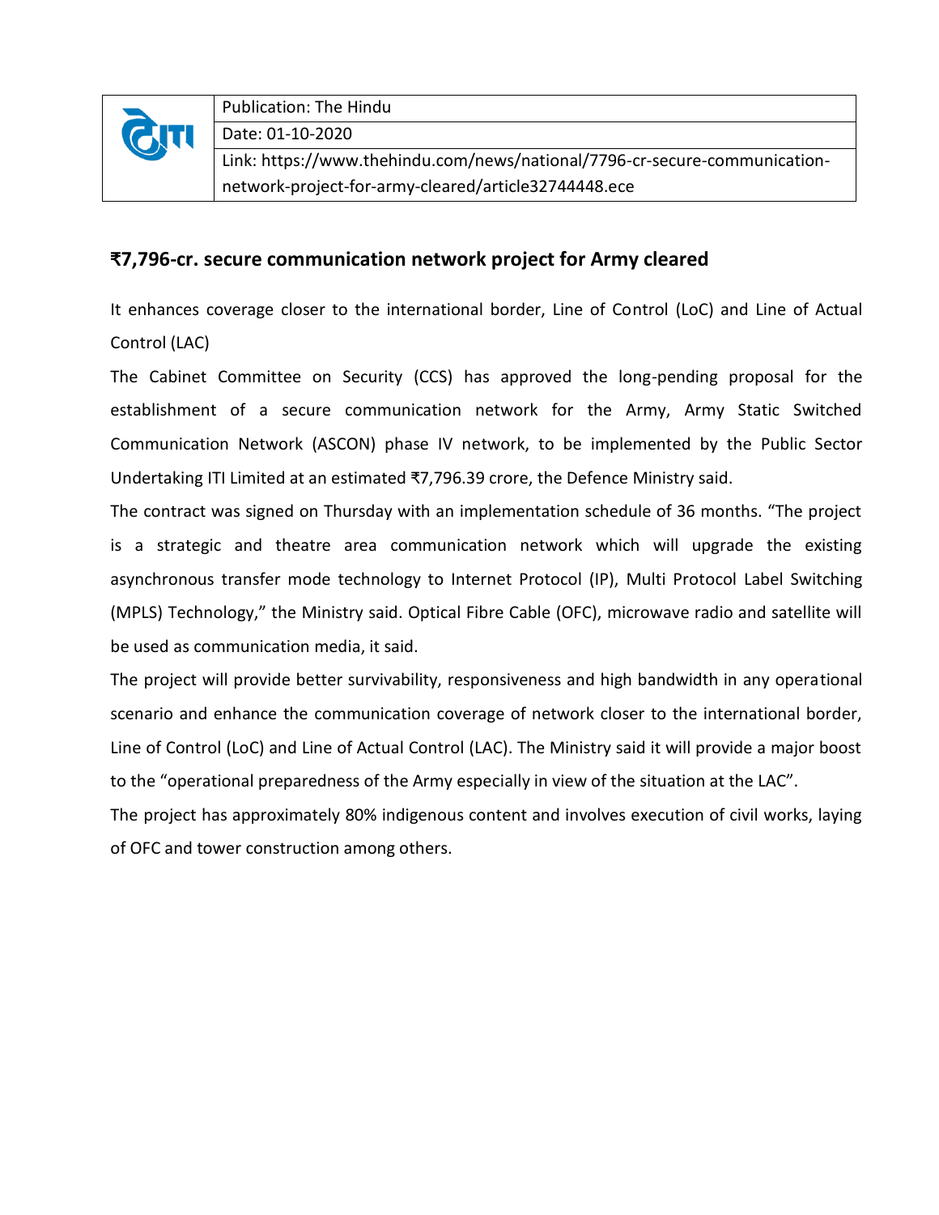| | Publication: The Hindu |
|---|---|
| | Date: 01-10-2020 |
| | Link: https://www.thehindu.com/news/national/7796-cr-secure-communication-network-project-for-army-cleared/article32744448.ece |

## ₹7,796-cr. secure communication network project for Army cleared

It enhances coverage closer to the international border, Line of Control (LoC) and Line of Actual Control (LAC)

The Cabinet Committee on Security (CCS) has approved the long-pending proposal for the establishment of a secure communication network for the Army, Army Static Switched Communication Network (ASCON) phase IV network, to be implemented by the Public Sector Undertaking ITI Limited at an estimated ₹7,796.39 crore, the Defence Ministry said.

The contract was signed on Thursday with an implementation schedule of 36 months. "The project is a strategic and theatre area communication network which will upgrade the existing asynchronous transfer mode technology to Internet Protocol (IP), Multi Protocol Label Switching (MPLS) Technology," the Ministry said. Optical Fibre Cable (OFC), microwave radio and satellite will be used as communication media, it said.

The project will provide better survivability, responsiveness and high bandwidth in any operational scenario and enhance the communication coverage of network closer to the international border, Line of Control (LoC) and Line of Actual Control (LAC). The Ministry said it will provide a major boost to the "operational preparedness of the Army especially in view of the situation at the LAC".

The project has approximately 80% indigenous content and involves execution of civil works, laying of OFC and tower construction among others.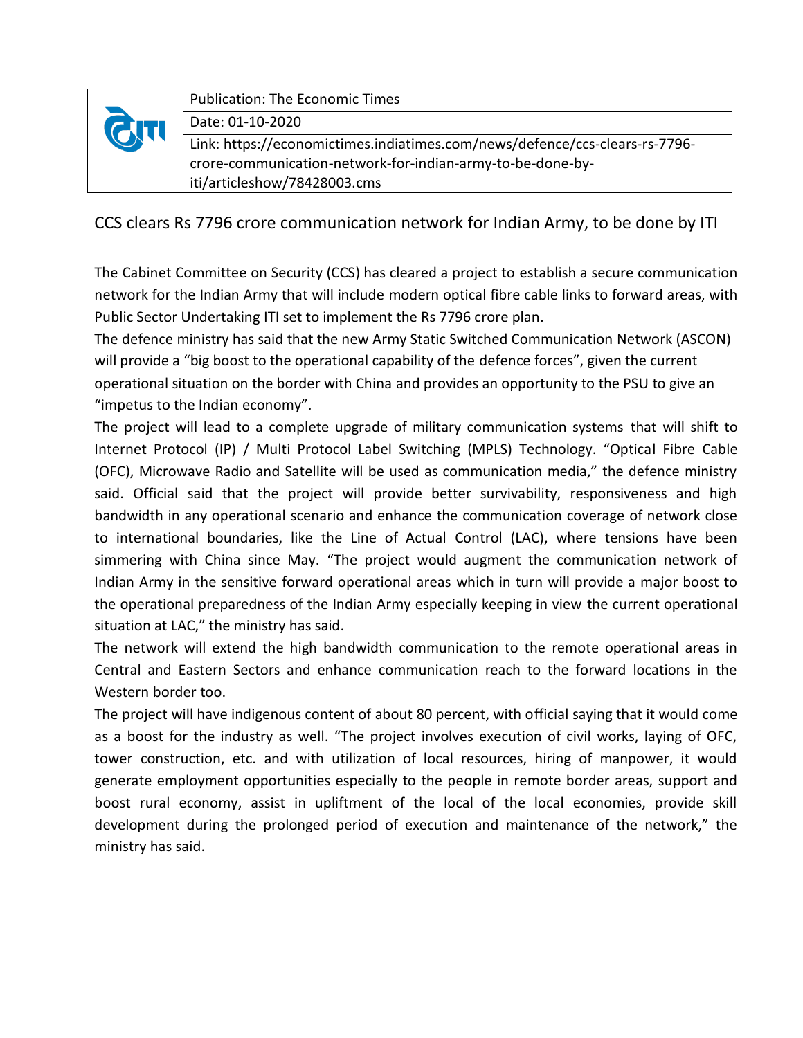| | Publication: The Economic Times |
|---|---|
| | Date: 01-10-2020 |
| | Link: https://economictimes.indiatimes.com/news/defence/ccs-clears-rs-7796-crore-communication-network-for-indian-army-to-be-done-by-iti/articleshow/78428003.cms |

## CCS clears Rs 7796 crore communication network for Indian Army, to be done by ITI

The Cabinet Committee on Security (CCS) has cleared a project to establish a secure communication network for the Indian Army that will include modern optical fibre cable links to forward areas, with Public Sector Undertaking ITI set to implement the Rs 7796 crore plan.

The defence ministry has said that the new Army Static Switched Communication Network (ASCON) will provide a "big boost to the operational capability of the defence forces", given the current operational situation on the border with China and provides an opportunity to the PSU to give an "impetus to the Indian economy".

The project will lead to a complete upgrade of military communication systems that will shift to Internet Protocol (IP) / Multi Protocol Label Switching (MPLS) Technology. "Optical Fibre Cable (OFC), Microwave Radio and Satellite will be used as communication media," the defence ministry said. Official said that the project will provide better survivability, responsiveness and high bandwidth in any operational scenario and enhance the communication coverage of network close to international boundaries, like the Line of Actual Control (LAC), where tensions have been simmering with China since May. "The project would augment the communication network of Indian Army in the sensitive forward operational areas which in turn will provide a major boost to the operational preparedness of the Indian Army especially keeping in view the current operational situation at LAC," the ministry has said.

The network will extend the high bandwidth communication to the remote operational areas in Central and Eastern Sectors and enhance communication reach to the forward locations in the Western border too.

The project will have indigenous content of about 80 percent, with official saying that it would come as a boost for the industry as well. "The project involves execution of civil works, laying of OFC, tower construction, etc. and with utilization of local resources, hiring of manpower, it would generate employment opportunities especially to the people in remote border areas, support and boost rural economy, assist in upliftment of the local of the local economies, provide skill development during the prolonged period of execution and maintenance of the network," the ministry has said.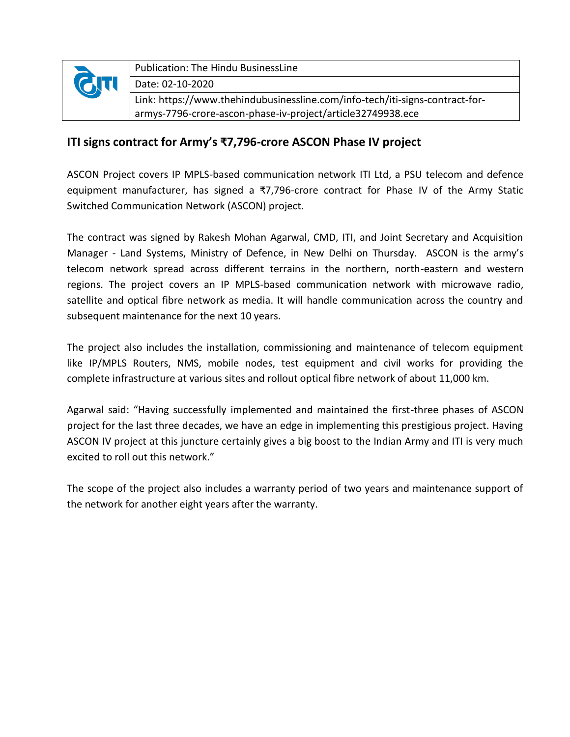| Publication: The Hindu BusinessLine |
| --- |
| Date: 02-10-2020 |
| Link: https://www.thehindubusinessline.com/info-tech/iti-signs-contract-for-armys-7796-crore-ascon-phase-iv-project/article32749938.ece |

## ITI signs contract for Army's ₹7,796-crore ASCON Phase IV project

ASCON Project covers IP MPLS-based communication network ITI Ltd, a PSU telecom and defence equipment manufacturer, has signed a ₹7,796-crore contract for Phase IV of the Army Static Switched Communication Network (ASCON) project.

The contract was signed by Rakesh Mohan Agarwal, CMD, ITI, and Joint Secretary and Acquisition Manager - Land Systems, Ministry of Defence, in New Delhi on Thursday. ASCON is the army's telecom network spread across different terrains in the northern, north-eastern and western regions. The project covers an IP MPLS-based communication network with microwave radio, satellite and optical fibre network as media. It will handle communication across the country and subsequent maintenance for the next 10 years.

The project also includes the installation, commissioning and maintenance of telecom equipment like IP/MPLS Routers, NMS, mobile nodes, test equipment and civil works for providing the complete infrastructure at various sites and rollout optical fibre network of about 11,000 km.

Agarwal said: "Having successfully implemented and maintained the first-three phases of ASCON project for the last three decades, we have an edge in implementing this prestigious project. Having ASCON IV project at this juncture certainly gives a big boost to the Indian Army and ITI is very much excited to roll out this network."

The scope of the project also includes a warranty period of two years and maintenance support of the network for another eight years after the warranty.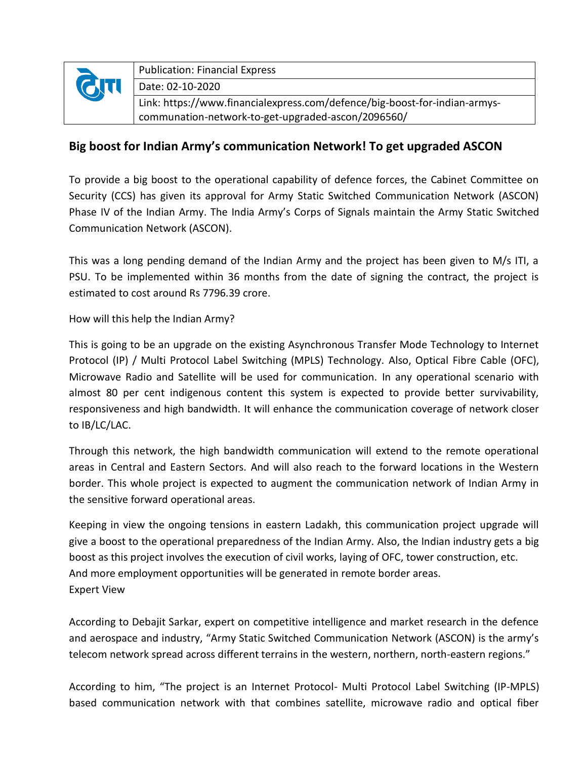| | Publication: Financial Express |
|---|---|
| | Date: 02-10-2020 |
| | Link: https://www.financialexpress.com/defence/big-boost-for-indian-armys-communation-network-to-get-upgraded-ascon/2096560/ |

## Big boost for Indian Army's communication Network! To get upgraded ASCON

To provide a big boost to the operational capability of defence forces, the Cabinet Committee on Security (CCS) has given its approval for Army Static Switched Communication Network (ASCON) Phase IV of the Indian Army. The India Army's Corps of Signals maintain the Army Static Switched Communication Network (ASCON).

This was a long pending demand of the Indian Army and the project has been given to M/s ITI, a PSU. To be implemented within 36 months from the date of signing the contract, the project is estimated to cost around Rs 7796.39 crore.

How will this help the Indian Army?

This is going to be an upgrade on the existing Asynchronous Transfer Mode Technology to Internet Protocol (IP) / Multi Protocol Label Switching (MPLS) Technology. Also, Optical Fibre Cable (OFC), Microwave Radio and Satellite will be used for communication. In any operational scenario with almost 80 per cent indigenous content this system is expected to provide better survivability, responsiveness and high bandwidth. It will enhance the communication coverage of network closer to IB/LC/LAC.

Through this network, the high bandwidth communication will extend to the remote operational areas in Central and Eastern Sectors. And will also reach to the forward locations in the Western border. This whole project is expected to augment the communication network of Indian Army in the sensitive forward operational areas.

Keeping in view the ongoing tensions in eastern Ladakh, this communication project upgrade will give a boost to the operational preparedness of the Indian Army. Also, the Indian industry gets a big boost as this project involves the execution of civil works, laying of OFC, tower construction, etc. And more employment opportunities will be generated in remote border areas.

Expert View

According to Debajit Sarkar, expert on competitive intelligence and market research in the defence and aerospace and industry, "Army Static Switched Communication Network (ASCON) is the army's telecom network spread across different terrains in the western, northern, north-eastern regions."

According to him, "The project is an Internet Protocol- Multi Protocol Label Switching (IP-MPLS) based communication network with that combines satellite, microwave radio and optical fiber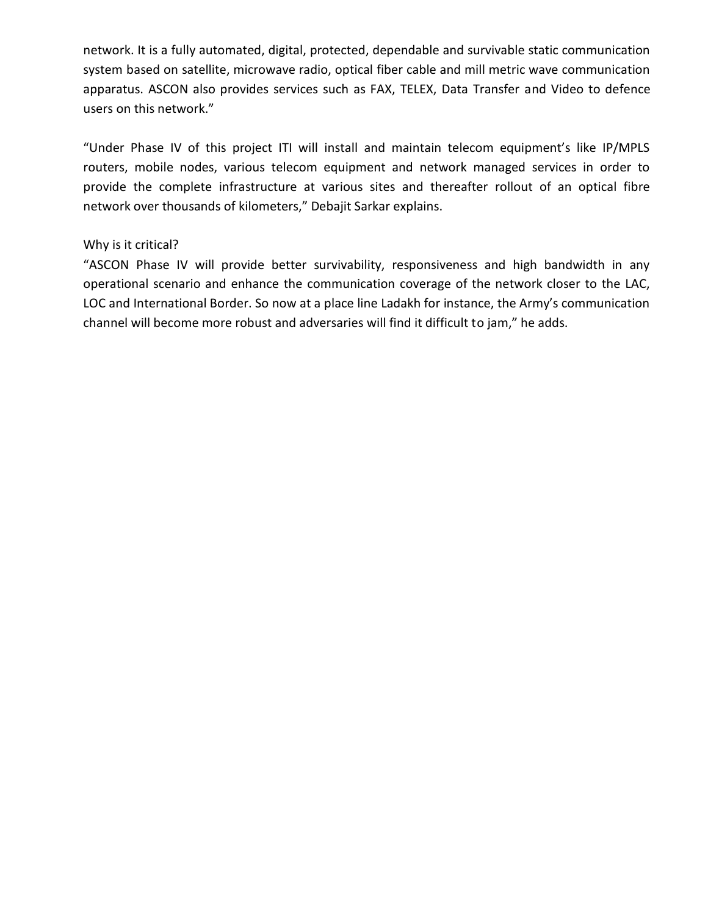network. It is a fully automated, digital, protected, dependable and survivable static communication system based on satellite, microwave radio, optical fiber cable and mill metric wave communication apparatus. ASCON also provides services such as FAX, TELEX, Data Transfer and Video to defence users on this network."

"Under Phase IV of this project ITI will install and maintain telecom equipment's like IP/MPLS routers, mobile nodes, various telecom equipment and network managed services in order to provide the complete infrastructure at various sites and thereafter rollout of an optical fibre network over thousands of kilometers," Debajit Sarkar explains.

Why is it critical?

"ASCON Phase IV will provide better survivability, responsiveness and high bandwidth in any operational scenario and enhance the communication coverage of the network closer to the LAC, LOC and International Border. So now at a place line Ladakh for instance, the Army's communication channel will become more robust and adversaries will find it difficult to jam," he adds.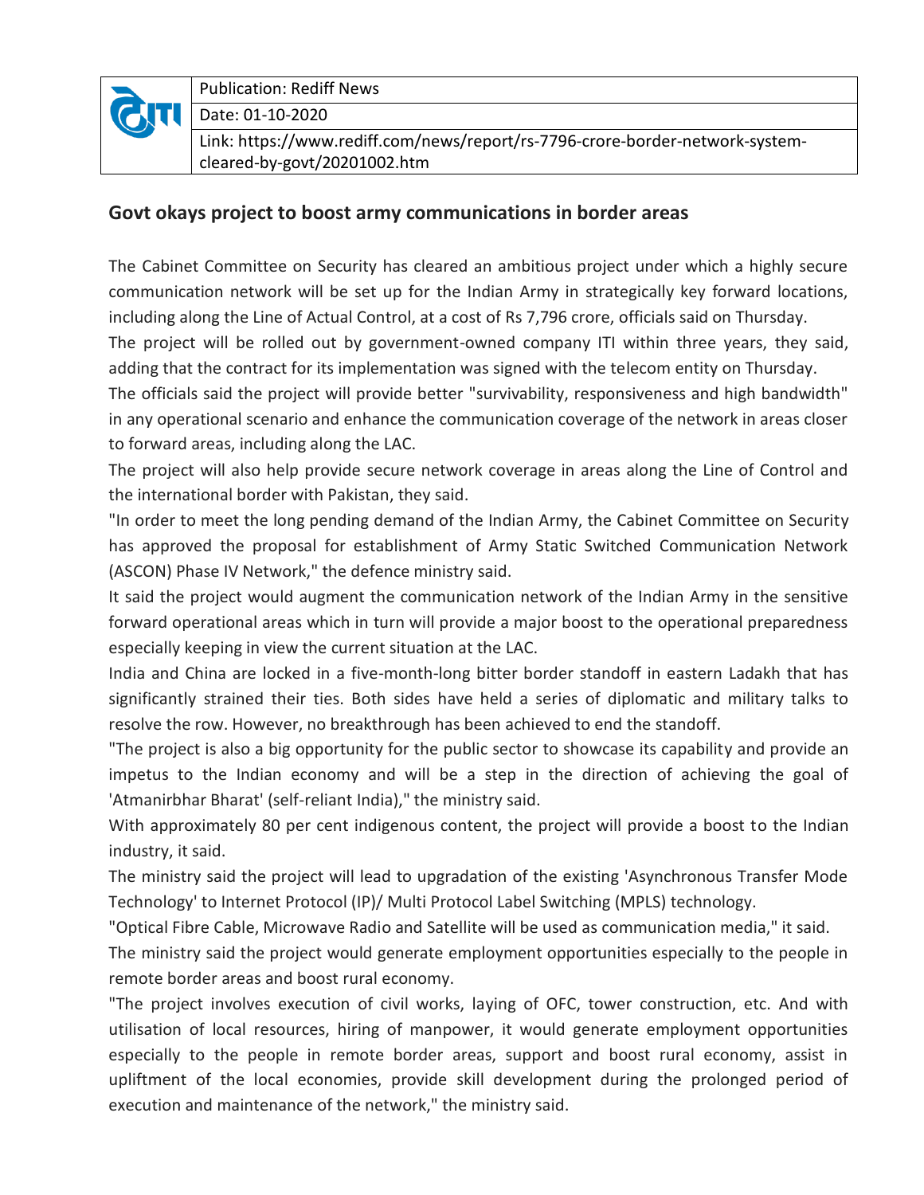| | Publication: Rediff News |
|---|---|
| | Date: 01-10-2020 |
| | Link: https://www.rediff.com/news/report/rs-7796-crore-border-network-system-cleared-by-govt/20201002.htm |

## Govt okays project to boost army communications in border areas

The Cabinet Committee on Security has cleared an ambitious project under which a highly secure communication network will be set up for the Indian Army in strategically key forward locations, including along the Line of Actual Control, at a cost of Rs 7,796 crore, officials said on Thursday.

The project will be rolled out by government-owned company ITI within three years, they said, adding that the contract for its implementation was signed with the telecom entity on Thursday.

The officials said the project will provide better "survivability, responsiveness and high bandwidth" in any operational scenario and enhance the communication coverage of the network in areas closer to forward areas, including along the LAC.

The project will also help provide secure network coverage in areas along the Line of Control and the international border with Pakistan, they said.

"In order to meet the long pending demand of the Indian Army, the Cabinet Committee on Security has approved the proposal for establishment of Army Static Switched Communication Network (ASCON) Phase IV Network," the defence ministry said.

It said the project would augment the communication network of the Indian Army in the sensitive forward operational areas which in turn will provide a major boost to the operational preparedness especially keeping in view the current situation at the LAC.

India and China are locked in a five-month-long bitter border standoff in eastern Ladakh that has significantly strained their ties. Both sides have held a series of diplomatic and military talks to resolve the row. However, no breakthrough has been achieved to end the standoff.

"The project is also a big opportunity for the public sector to showcase its capability and provide an impetus to the Indian economy and will be a step in the direction of achieving the goal of 'Atmanirbhar Bharat' (self-reliant India)," the ministry said.

With approximately 80 per cent indigenous content, the project will provide a boost to the Indian industry, it said.

The ministry said the project will lead to upgradation of the existing 'Asynchronous Transfer Mode Technology' to Internet Protocol (IP)/ Multi Protocol Label Switching (MPLS) technology.

"Optical Fibre Cable, Microwave Radio and Satellite will be used as communication media," it said.

The ministry said the project would generate employment opportunities especially to the people in remote border areas and boost rural economy.

"The project involves execution of civil works, laying of OFC, tower construction, etc. And with utilisation of local resources, hiring of manpower, it would generate employment opportunities especially to the people in remote border areas, support and boost rural economy, assist in upliftment of the local economies, provide skill development during the prolonged period of execution and maintenance of the network," the ministry said.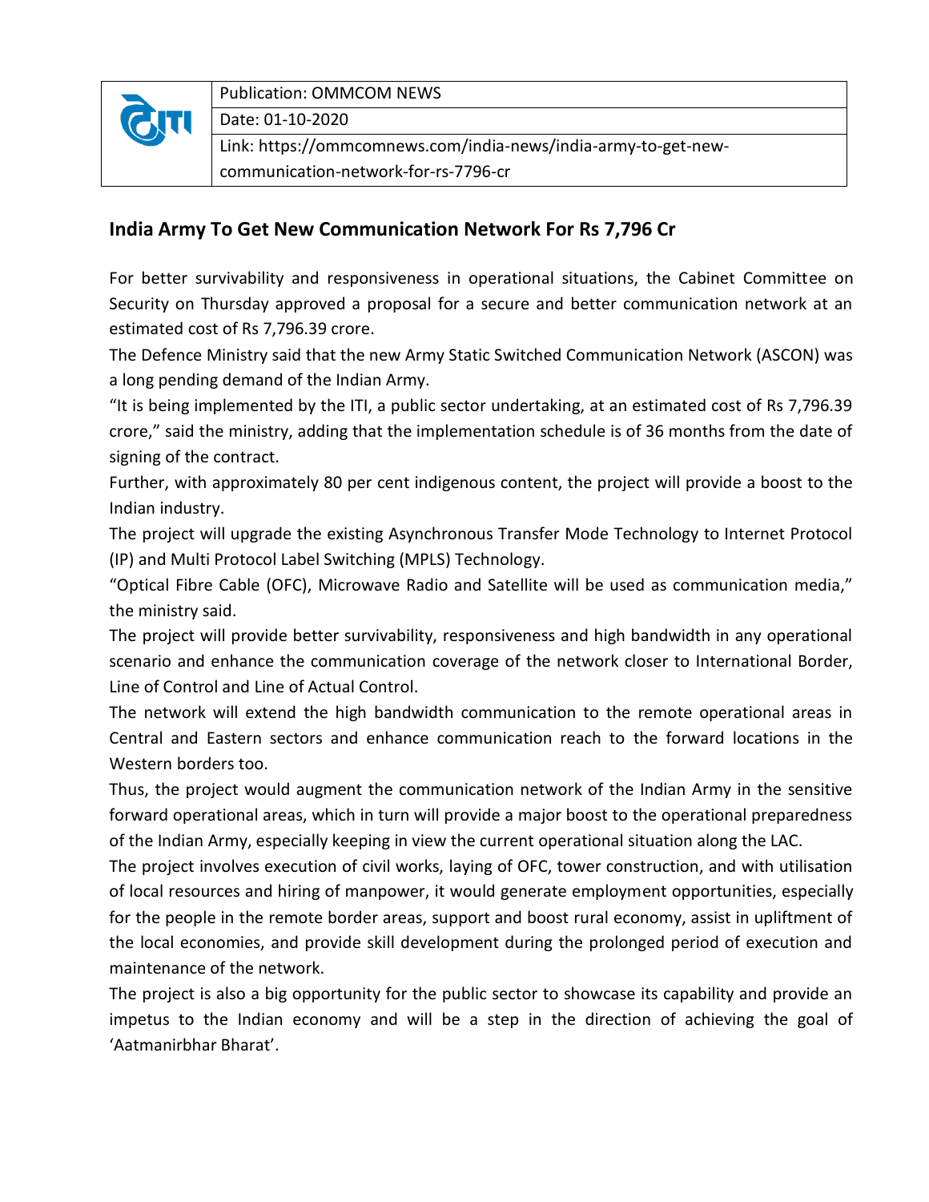| | Publication: OMMCOM NEWS |
|---|---|
| | Date: 01-10-2020 |
| | Link: https://ommcomnews.com/india-news/india-army-to-get-new-communication-network-for-rs-7796-cr |

## India Army To Get New Communication Network For Rs 7,796 Cr

For better survivability and responsiveness in operational situations, the Cabinet Committee on Security on Thursday approved a proposal for a secure and better communication network at an estimated cost of Rs 7,796.39 crore.

The Defence Ministry said that the new Army Static Switched Communication Network (ASCON) was a long pending demand of the Indian Army.

"It is being implemented by the ITI, a public sector undertaking, at an estimated cost of Rs 7,796.39 crore," said the ministry, adding that the implementation schedule is of 36 months from the date of signing of the contract.

Further, with approximately 80 per cent indigenous content, the project will provide a boost to the Indian industry.

The project will upgrade the existing Asynchronous Transfer Mode Technology to Internet Protocol (IP) and Multi Protocol Label Switching (MPLS) Technology.

"Optical Fibre Cable (OFC), Microwave Radio and Satellite will be used as communication media," the ministry said.

The project will provide better survivability, responsiveness and high bandwidth in any operational scenario and enhance the communication coverage of the network closer to International Border, Line of Control and Line of Actual Control.

The network will extend the high bandwidth communication to the remote operational areas in Central and Eastern sectors and enhance communication reach to the forward locations in the Western borders too.

Thus, the project would augment the communication network of the Indian Army in the sensitive forward operational areas, which in turn will provide a major boost to the operational preparedness of the Indian Army, especially keeping in view the current operational situation along the LAC.

The project involves execution of civil works, laying of OFC, tower construction, and with utilisation of local resources and hiring of manpower, it would generate employment opportunities, especially for the people in the remote border areas, support and boost rural economy, assist in upliftment of the local economies, and provide skill development during the prolonged period of execution and maintenance of the network.

The project is also a big opportunity for the public sector to showcase its capability and provide an impetus to the Indian economy and will be a step in the direction of achieving the goal of 'Aatmanirbhar Bharat'.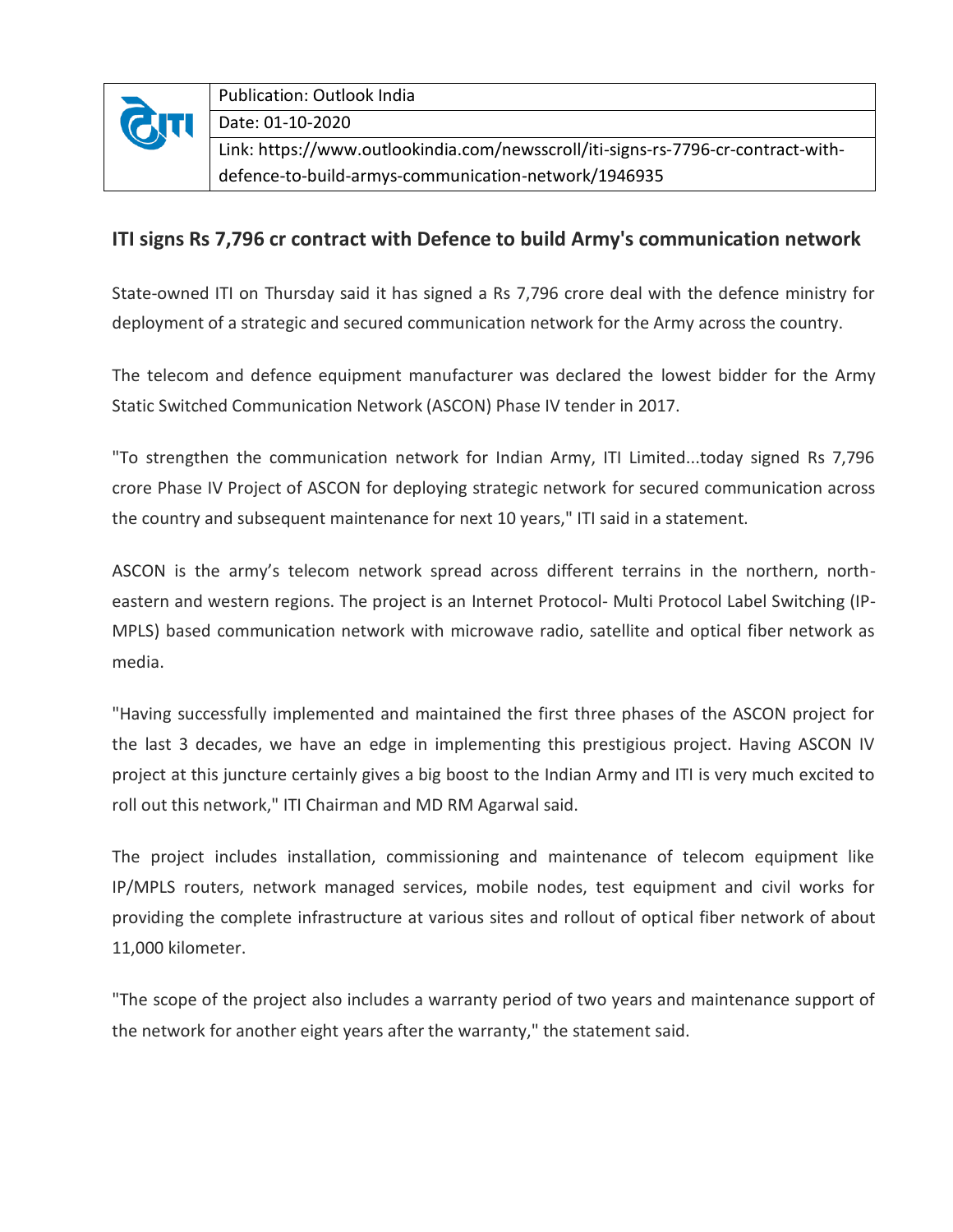| Publication: Outlook India |
| --- |
| Date: 01-10-2020 |
| Link: https://www.outlookindia.com/newsscroll/iti-signs-rs-7796-cr-contract-with-defence-to-build-armys-communication-network/1946935 |

## ITI signs Rs 7,796 cr contract with Defence to build Army's communication network

State-owned ITI on Thursday said it has signed a Rs 7,796 crore deal with the defence ministry for deployment of a strategic and secured communication network for the Army across the country.

The telecom and defence equipment manufacturer was declared the lowest bidder for the Army Static Switched Communication Network (ASCON) Phase IV tender in 2017.

"To strengthen the communication network for Indian Army, ITI Limited...today signed Rs 7,796 crore Phase IV Project of ASCON for deploying strategic network for secured communication across the country and subsequent maintenance for next 10 years," ITI said in a statement.

ASCON is the army's telecom network spread across different terrains in the northern, north-eastern and western regions. The project is an Internet Protocol- Multi Protocol Label Switching (IP-MPLS) based communication network with microwave radio, satellite and optical fiber network as media.

"Having successfully implemented and maintained the first three phases of the ASCON project for the last 3 decades, we have an edge in implementing this prestigious project. Having ASCON IV project at this juncture certainly gives a big boost to the Indian Army and ITI is very much excited to roll out this network," ITI Chairman and MD RM Agarwal said.

The project includes installation, commissioning and maintenance of telecom equipment like IP/MPLS routers, network managed services, mobile nodes, test equipment and civil works for providing the complete infrastructure at various sites and rollout of optical fiber network of about 11,000 kilometer.

"The scope of the project also includes a warranty period of two years and maintenance support of the network for another eight years after the warranty," the statement said.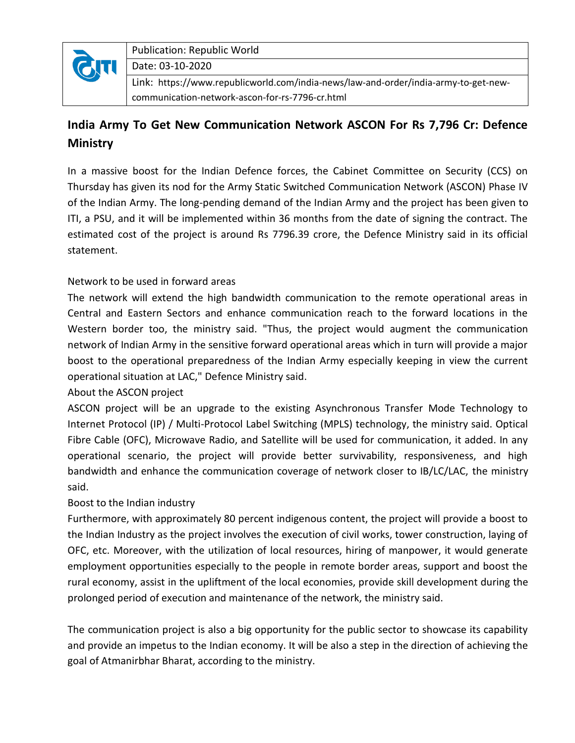| | Publication: Republic World |
|---|---|
| | Date: 03-10-2020 |
| | Link: https://www.republicworld.com/india-news/law-and-order/india-army-to-get-new-communication-network-ascon-for-rs-7796-cr.html |

## India Army To Get New Communication Network ASCON For Rs 7,796 Cr: Defence Ministry

In a massive boost for the Indian Defence forces, the Cabinet Committee on Security (CCS) on Thursday has given its nod for the Army Static Switched Communication Network (ASCON) Phase IV of the Indian Army. The long-pending demand of the Indian Army and the project has been given to ITI, a PSU, and it will be implemented within 36 months from the date of signing the contract. The estimated cost of the project is around Rs 7796.39 crore, the Defence Ministry said in its official statement.

Network to be used in forward areas

The network will extend the high bandwidth communication to the remote operational areas in Central and Eastern Sectors and enhance communication reach to the forward locations in the Western border too, the ministry said. "Thus, the project would augment the communication network of Indian Army in the sensitive forward operational areas which in turn will provide a major boost to the operational preparedness of the Indian Army especially keeping in view the current operational situation at LAC," Defence Ministry said.

About the ASCON project

ASCON project will be an upgrade to the existing Asynchronous Transfer Mode Technology to Internet Protocol (IP) / Multi-Protocol Label Switching (MPLS) technology, the ministry said. Optical Fibre Cable (OFC), Microwave Radio, and Satellite will be used for communication, it added. In any operational scenario, the project will provide better survivability, responsiveness, and high bandwidth and enhance the communication coverage of network closer to IB/LC/LAC, the ministry said.

Boost to the Indian industry

Furthermore, with approximately 80 percent indigenous content, the project will provide a boost to the Indian Industry as the project involves the execution of civil works, tower construction, laying of OFC, etc. Moreover, with the utilization of local resources, hiring of manpower, it would generate employment opportunities especially to the people in remote border areas, support and boost the rural economy, assist in the upliftment of the local economies, provide skill development during the prolonged period of execution and maintenance of the network, the ministry said.

The communication project is also a big opportunity for the public sector to showcase its capability and provide an impetus to the Indian economy. It will be also a step in the direction of achieving the goal of Atmanirbhar Bharat, according to the ministry.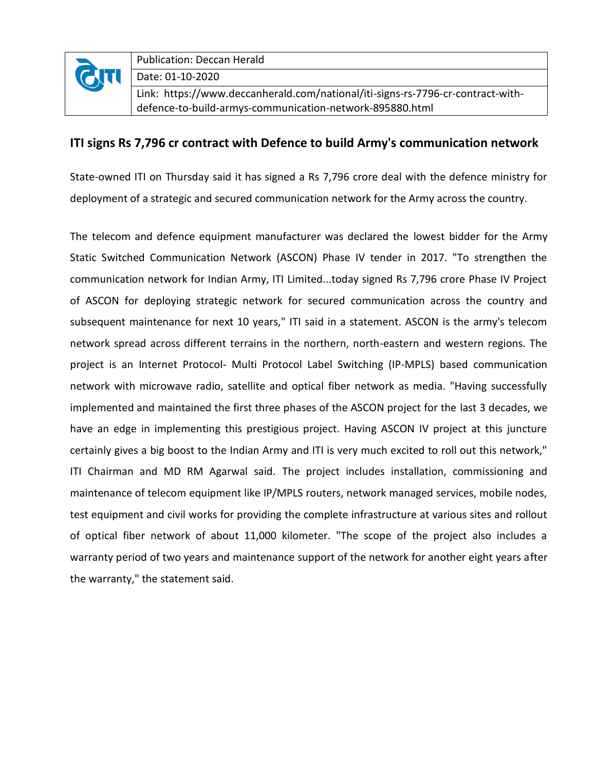| | Publication: Deccan Herald |
|---|---|
| | Date: 01-10-2020 |
| | Link: https://www.deccanherald.com/national/iti-signs-rs-7796-cr-contract-with-defence-to-build-armys-communication-network-895880.html |

## ITI signs Rs 7,796 cr contract with Defence to build Army's communication network

State-owned ITI on Thursday said it has signed a Rs 7,796 crore deal with the defence ministry for deployment of a strategic and secured communication network for the Army across the country.

The telecom and defence equipment manufacturer was declared the lowest bidder for the Army Static Switched Communication Network (ASCON) Phase IV tender in 2017. "To strengthen the communication network for Indian Army, ITI Limited...today signed Rs 7,796 crore Phase IV Project of ASCON for deploying strategic network for secured communication across the country and subsequent maintenance for next 10 years," ITI said in a statement. ASCON is the army's telecom network spread across different terrains in the northern, north-eastern and western regions. The project is an Internet Protocol- Multi Protocol Label Switching (IP-MPLS) based communication network with microwave radio, satellite and optical fiber network as media. "Having successfully implemented and maintained the first three phases of the ASCON project for the last 3 decades, we have an edge in implementing this prestigious project. Having ASCON IV project at this juncture certainly gives a big boost to the Indian Army and ITI is very much excited to roll out this network," ITI Chairman and MD RM Agarwal said. The project includes installation, commissioning and maintenance of telecom equipment like IP/MPLS routers, network managed services, mobile nodes, test equipment and civil works for providing the complete infrastructure at various sites and rollout of optical fiber network of about 11,000 kilometer. "The scope of the project also includes a warranty period of two years and maintenance support of the network for another eight years after the warranty," the statement said.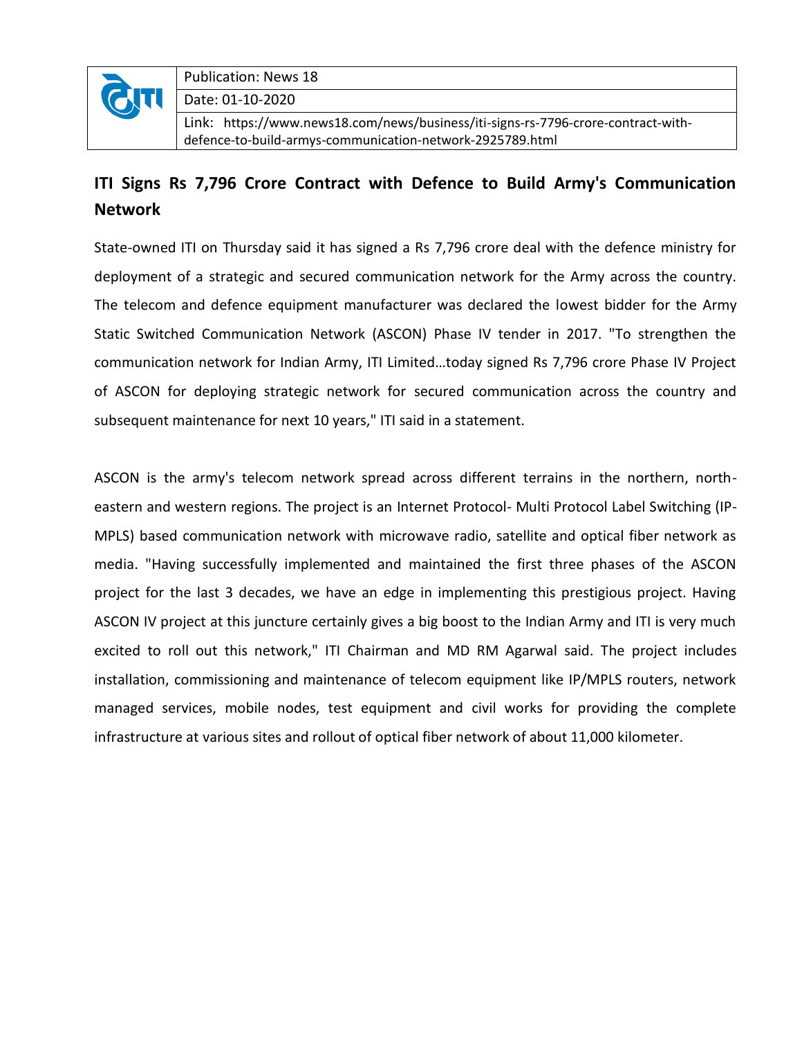| | Publication: News 18 |
|---|---|
| | Date: 01-10-2020 |
| | Link: https://www.news18.com/news/business/iti-signs-rs-7796-crore-contract-with-defence-to-build-armys-communication-network-2925789.html |

## ITI Signs Rs 7,796 Crore Contract with Defence to Build Army's Communication Network

State-owned ITI on Thursday said it has signed a Rs 7,796 crore deal with the defence ministry for deployment of a strategic and secured communication network for the Army across the country. The telecom and defence equipment manufacturer was declared the lowest bidder for the Army Static Switched Communication Network (ASCON) Phase IV tender in 2017. "To strengthen the communication network for Indian Army, ITI Limited…today signed Rs 7,796 crore Phase IV Project of ASCON for deploying strategic network for secured communication across the country and subsequent maintenance for next 10 years," ITI said in a statement.

ASCON is the army's telecom network spread across different terrains in the northern, north-eastern and western regions. The project is an Internet Protocol- Multi Protocol Label Switching (IP-MPLS) based communication network with microwave radio, satellite and optical fiber network as media. "Having successfully implemented and maintained the first three phases of the ASCON project for the last 3 decades, we have an edge in implementing this prestigious project. Having ASCON IV project at this juncture certainly gives a big boost to the Indian Army and ITI is very much excited to roll out this network," ITI Chairman and MD RM Agarwal said. The project includes installation, commissioning and maintenance of telecom equipment like IP/MPLS routers, network managed services, mobile nodes, test equipment and civil works for providing the complete infrastructure at various sites and rollout of optical fiber network of about 11,000 kilometer.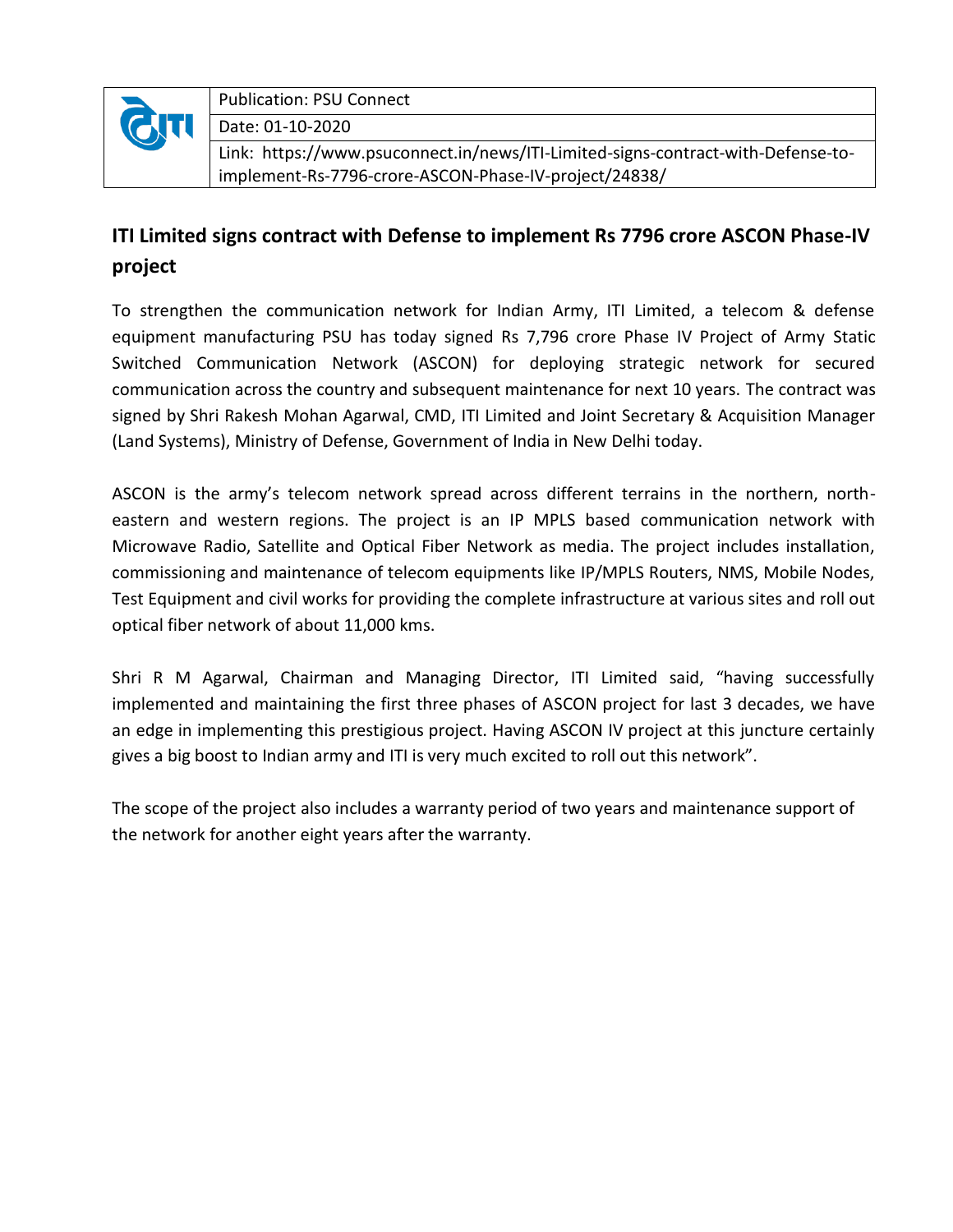| | Publication: PSU Connect |
|---|---|
| | Date: 01-10-2020 |
| | Link: https://www.psuconnect.in/news/ITI-Limited-signs-contract-with-Defense-to-implement-Rs-7796-crore-ASCON-Phase-IV-project/24838/ |

## ITI Limited signs contract with Defense to implement Rs 7796 crore ASCON Phase-IV project

To strengthen the communication network for Indian Army, ITI Limited, a telecom & defense equipment manufacturing PSU has today signed Rs 7,796 crore Phase IV Project of Army Static Switched Communication Network (ASCON) for deploying strategic network for secured communication across the country and subsequent maintenance for next 10 years. The contract was signed by Shri Rakesh Mohan Agarwal, CMD, ITI Limited and Joint Secretary & Acquisition Manager (Land Systems), Ministry of Defense, Government of India in New Delhi today.

ASCON is the army's telecom network spread across different terrains in the northern, north-eastern and western regions. The project is an IP MPLS based communication network with Microwave Radio, Satellite and Optical Fiber Network as media. The project includes installation, commissioning and maintenance of telecom equipments like IP/MPLS Routers, NMS, Mobile Nodes, Test Equipment and civil works for providing the complete infrastructure at various sites and roll out optical fiber network of about 11,000 kms.

Shri R M Agarwal, Chairman and Managing Director, ITI Limited said, "having successfully implemented and maintaining the first three phases of ASCON project for last 3 decades, we have an edge in implementing this prestigious project. Having ASCON IV project at this juncture certainly gives a big boost to Indian army and ITI is very much excited to roll out this network".

The scope of the project also includes a warranty period of two years and maintenance support of the network for another eight years after the warranty.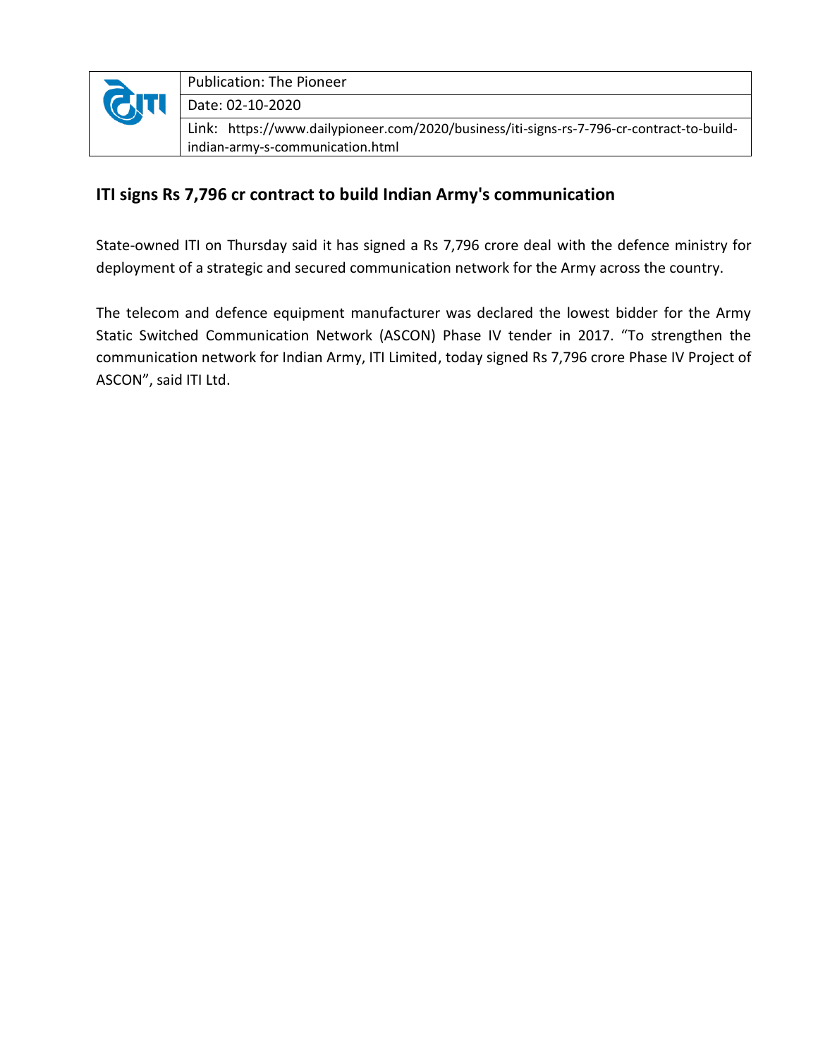| | Publication: The Pioneer |
|---|---|
| | Date: 02-10-2020 |
| | Link: https://www.dailypioneer.com/2020/business/iti-signs-rs-7-796-cr-contract-to-build-indian-army-s-communication.html |

## ITI signs Rs 7,796 cr contract to build Indian Army's communication

State-owned ITI on Thursday said it has signed a Rs 7,796 crore deal with the defence ministry for deployment of a strategic and secured communication network for the Army across the country.

The telecom and defence equipment manufacturer was declared the lowest bidder for the Army Static Switched Communication Network (ASCON) Phase IV tender in 2017. “To strengthen the communication network for Indian Army, ITI Limited, today signed Rs 7,796 crore Phase IV Project of ASCON”, said ITI Ltd.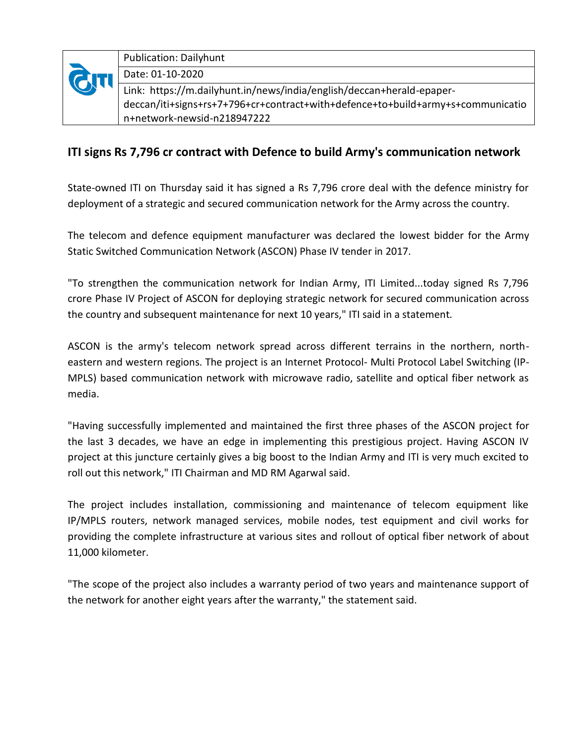| | Publication: Dailyhunt |
|---|---|
| | Date: 01-10-2020 |
| | Link: https://m.dailyhunt.in/news/india/english/deccan+herald-epaper-deccan/iti+signs+rs+7+796+cr+contract+with+defence+to+build+army+s+communication+network-newsid-n218947222 |

## ITI signs Rs 7,796 cr contract with Defence to build Army's communication network

State-owned ITI on Thursday said it has signed a Rs 7,796 crore deal with the defence ministry for deployment of a strategic and secured communication network for the Army across the country.

The telecom and defence equipment manufacturer was declared the lowest bidder for the Army Static Switched Communication Network (ASCON) Phase IV tender in 2017.

"To strengthen the communication network for Indian Army, ITI Limited...today signed Rs 7,796 crore Phase IV Project of ASCON for deploying strategic network for secured communication across the country and subsequent maintenance for next 10 years," ITI said in a statement.

ASCON is the army's telecom network spread across different terrains in the northern, north-eastern and western regions. The project is an Internet Protocol- Multi Protocol Label Switching (IP-MPLS) based communication network with microwave radio, satellite and optical fiber network as media.

"Having successfully implemented and maintained the first three phases of the ASCON project for the last 3 decades, we have an edge in implementing this prestigious project. Having ASCON IV project at this juncture certainly gives a big boost to the Indian Army and ITI is very much excited to roll out this network," ITI Chairman and MD RM Agarwal said.

The project includes installation, commissioning and maintenance of telecom equipment like IP/MPLS routers, network managed services, mobile nodes, test equipment and civil works for providing the complete infrastructure at various sites and rollout of optical fiber network of about 11,000 kilometer.

"The scope of the project also includes a warranty period of two years and maintenance support of the network for another eight years after the warranty," the statement said.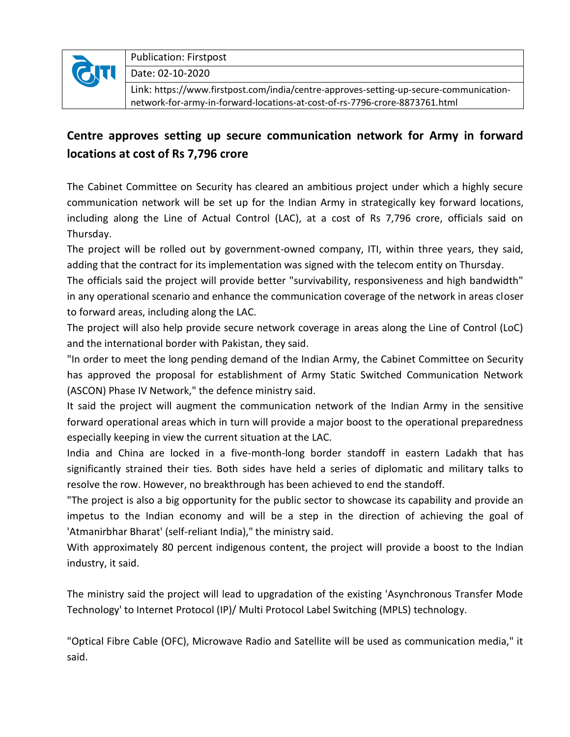| | Publication: Firstpost |
|---|---|
| | Date: 02-10-2020 |
| | Link: https://www.firstpost.com/india/centre-approves-setting-up-secure-communication-network-for-army-in-forward-locations-at-cost-of-rs-7796-crore-8873761.html |

## Centre approves setting up secure communication network for Army in forward locations at cost of Rs 7,796 crore

The Cabinet Committee on Security has cleared an ambitious project under which a highly secure communication network will be set up for the Indian Army in strategically key forward locations, including along the Line of Actual Control (LAC), at a cost of Rs 7,796 crore, officials said on Thursday.

The project will be rolled out by government-owned company, ITI, within three years, they said, adding that the contract for its implementation was signed with the telecom entity on Thursday.

The officials said the project will provide better "survivability, responsiveness and high bandwidth" in any operational scenario and enhance the communication coverage of the network in areas closer to forward areas, including along the LAC.

The project will also help provide secure network coverage in areas along the Line of Control (LoC) and the international border with Pakistan, they said.

"In order to meet the long pending demand of the Indian Army, the Cabinet Committee on Security has approved the proposal for establishment of Army Static Switched Communication Network (ASCON) Phase IV Network," the defence ministry said.

It said the project will augment the communication network of the Indian Army in the sensitive forward operational areas which in turn will provide a major boost to the operational preparedness especially keeping in view the current situation at the LAC.

India and China are locked in a five-month-long border standoff in eastern Ladakh that has significantly strained their ties. Both sides have held a series of diplomatic and military talks to resolve the row. However, no breakthrough has been achieved to end the standoff.

"The project is also a big opportunity for the public sector to showcase its capability and provide an impetus to the Indian economy and will be a step in the direction of achieving the goal of 'Atmanirbhar Bharat' (self-reliant India)," the ministry said.

With approximately 80 percent indigenous content, the project will provide a boost to the Indian industry, it said.

The ministry said the project will lead to upgradation of the existing 'Asynchronous Transfer Mode Technology' to Internet Protocol (IP)/ Multi Protocol Label Switching (MPLS) technology.

"Optical Fibre Cable (OFC), Microwave Radio and Satellite will be used as communication media," it said.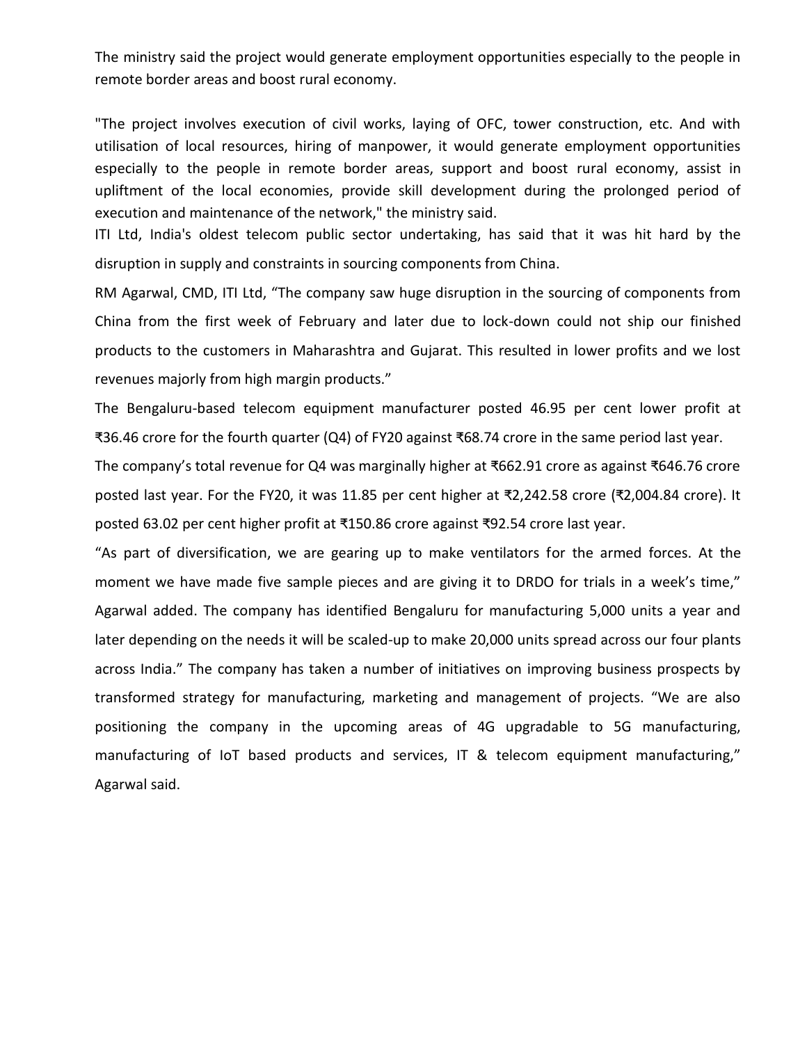The ministry said the project would generate employment opportunities especially to the people in remote border areas and boost rural economy.

"The project involves execution of civil works, laying of OFC, tower construction, etc. And with utilisation of local resources, hiring of manpower, it would generate employment opportunities especially to the people in remote border areas, support and boost rural economy, assist in upliftment of the local economies, provide skill development during the prolonged period of execution and maintenance of the network," the ministry said.

ITI Ltd, India's oldest telecom public sector undertaking, has said that it was hit hard by the disruption in supply and constraints in sourcing components from China.

RM Agarwal, CMD, ITI Ltd, "The company saw huge disruption in the sourcing of components from China from the first week of February and later due to lock-down could not ship our finished products to the customers in Maharashtra and Gujarat. This resulted in lower profits and we lost revenues majorly from high margin products."

The Bengaluru-based telecom equipment manufacturer posted 46.95 per cent lower profit at ₹36.46 crore for the fourth quarter (Q4) of FY20 against ₹68.74 crore in the same period last year.

The company's total revenue for Q4 was marginally higher at ₹662.91 crore as against ₹646.76 crore posted last year. For the FY20, it was 11.85 per cent higher at ₹2,242.58 crore (₹2,004.84 crore). It posted 63.02 per cent higher profit at ₹150.86 crore against ₹92.54 crore last year.

"As part of diversification, we are gearing up to make ventilators for the armed forces. At the moment we have made five sample pieces and are giving it to DRDO for trials in a week's time," Agarwal added. The company has identified Bengaluru for manufacturing 5,000 units a year and later depending on the needs it will be scaled-up to make 20,000 units spread across our four plants across India." The company has taken a number of initiatives on improving business prospects by transformed strategy for manufacturing, marketing and management of projects. "We are also positioning the company in the upcoming areas of 4G upgradable to 5G manufacturing, manufacturing of IoT based products and services, IT & telecom equipment manufacturing," Agarwal said.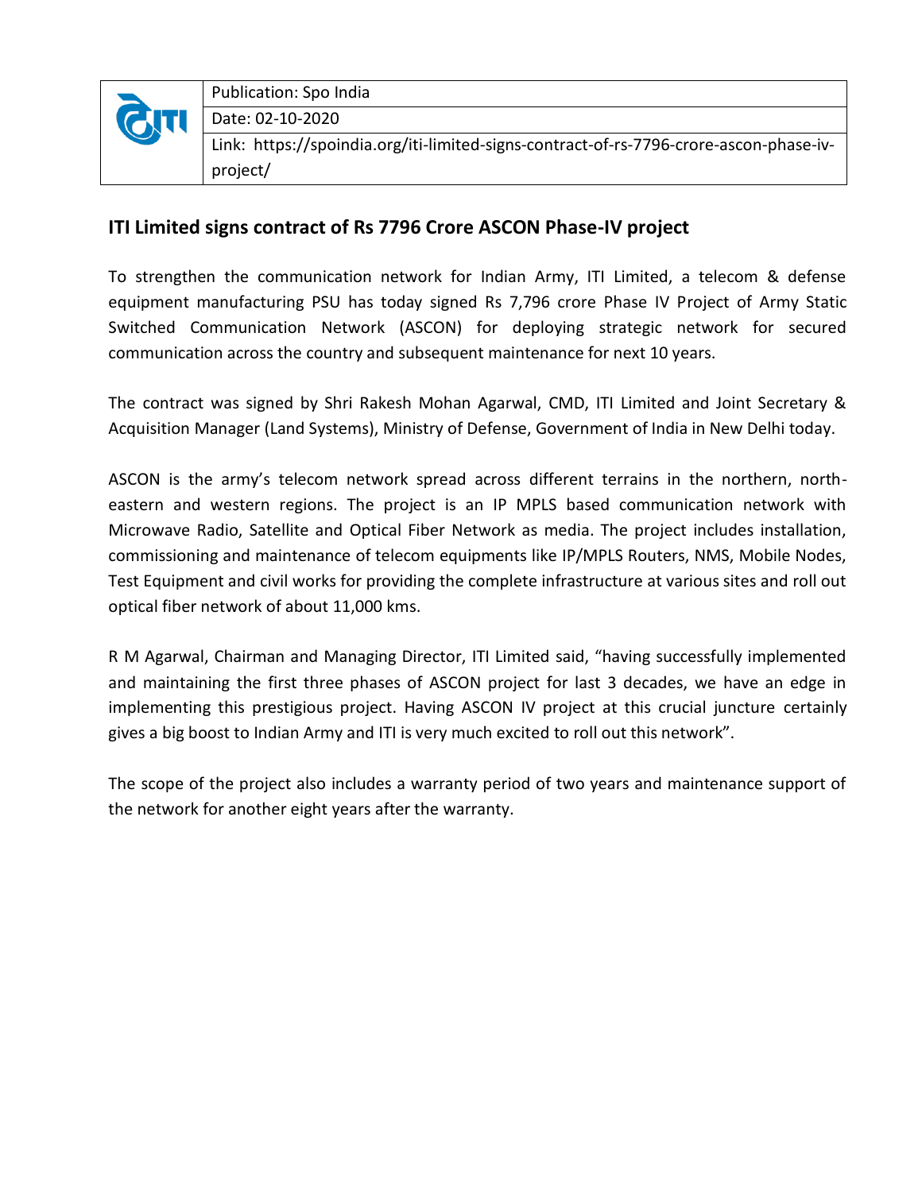| | |
|---|---|
| | Publication: Spo India |
| | Date: 02-10-2020 |
| | Link: https://spoindia.org/iti-limited-signs-contract-of-rs-7796-crore-ascon-phase-iv-project/ |

## ITI Limited signs contract of Rs 7796 Crore ASCON Phase-IV project

To strengthen the communication network for Indian Army, ITI Limited, a telecom & defense equipment manufacturing PSU has today signed Rs 7,796 crore Phase IV Project of Army Static Switched Communication Network (ASCON) for deploying strategic network for secured communication across the country and subsequent maintenance for next 10 years.

The contract was signed by Shri Rakesh Mohan Agarwal, CMD, ITI Limited and Joint Secretary & Acquisition Manager (Land Systems), Ministry of Defense, Government of India in New Delhi today.

ASCON is the army's telecom network spread across different terrains in the northern, north-eastern and western regions. The project is an IP MPLS based communication network with Microwave Radio, Satellite and Optical Fiber Network as media. The project includes installation, commissioning and maintenance of telecom equipments like IP/MPLS Routers, NMS, Mobile Nodes, Test Equipment and civil works for providing the complete infrastructure at various sites and roll out optical fiber network of about 11,000 kms.

R M Agarwal, Chairman and Managing Director, ITI Limited said, "having successfully implemented and maintaining the first three phases of ASCON project for last 3 decades, we have an edge in implementing this prestigious project. Having ASCON IV project at this crucial juncture certainly gives a big boost to Indian Army and ITI is very much excited to roll out this network".

The scope of the project also includes a warranty period of two years and maintenance support of the network for another eight years after the warranty.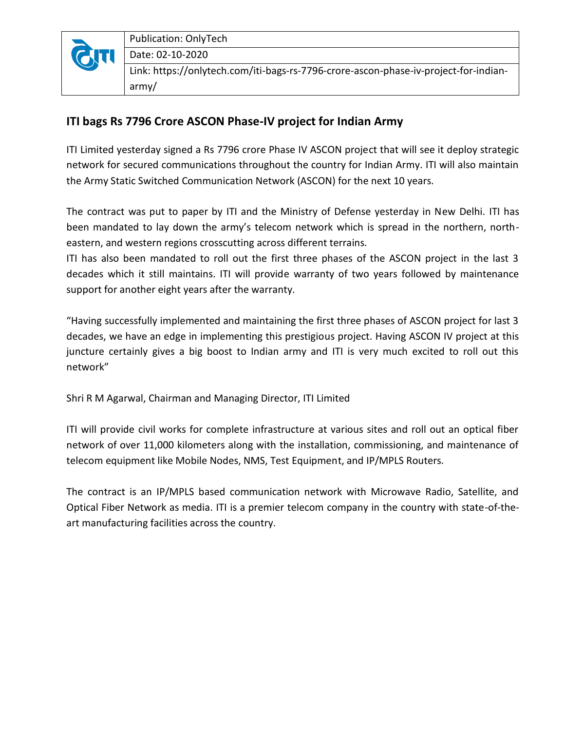| | Publication: OnlyTech |
|---|---|
| | Date: 02-10-2020 |
| | Link: https://onlytech.com/iti-bags-rs-7796-crore-ascon-phase-iv-project-for-indian-army/ |

## ITI bags Rs 7796 Crore ASCON Phase-IV project for Indian Army

ITI Limited yesterday signed a Rs 7796 crore Phase IV ASCON project that will see it deploy strategic network for secured communications throughout the country for Indian Army. ITI will also maintain the Army Static Switched Communication Network (ASCON) for the next 10 years.

The contract was put to paper by ITI and the Ministry of Defense yesterday in New Delhi. ITI has been mandated to lay down the army's telecom network which is spread in the northern, north-eastern, and western regions crosscutting across different terrains.
ITI has also been mandated to roll out the first three phases of the ASCON project in the last 3 decades which it still maintains. ITI will provide warranty of two years followed by maintenance support for another eight years after the warranty.

"Having successfully implemented and maintaining the first three phases of ASCON project for last 3 decades, we have an edge in implementing this prestigious project. Having ASCON IV project at this juncture certainly gives a big boost to Indian army and ITI is very much excited to roll out this network"

Shri R M Agarwal, Chairman and Managing Director, ITI Limited

ITI will provide civil works for complete infrastructure at various sites and roll out an optical fiber network of over 11,000 kilometers along with the installation, commissioning, and maintenance of telecom equipment like Mobile Nodes, NMS, Test Equipment, and IP/MPLS Routers.

The contract is an IP/MPLS based communication network with Microwave Radio, Satellite, and Optical Fiber Network as media. ITI is a premier telecom company in the country with state-of-the-art manufacturing facilities across the country.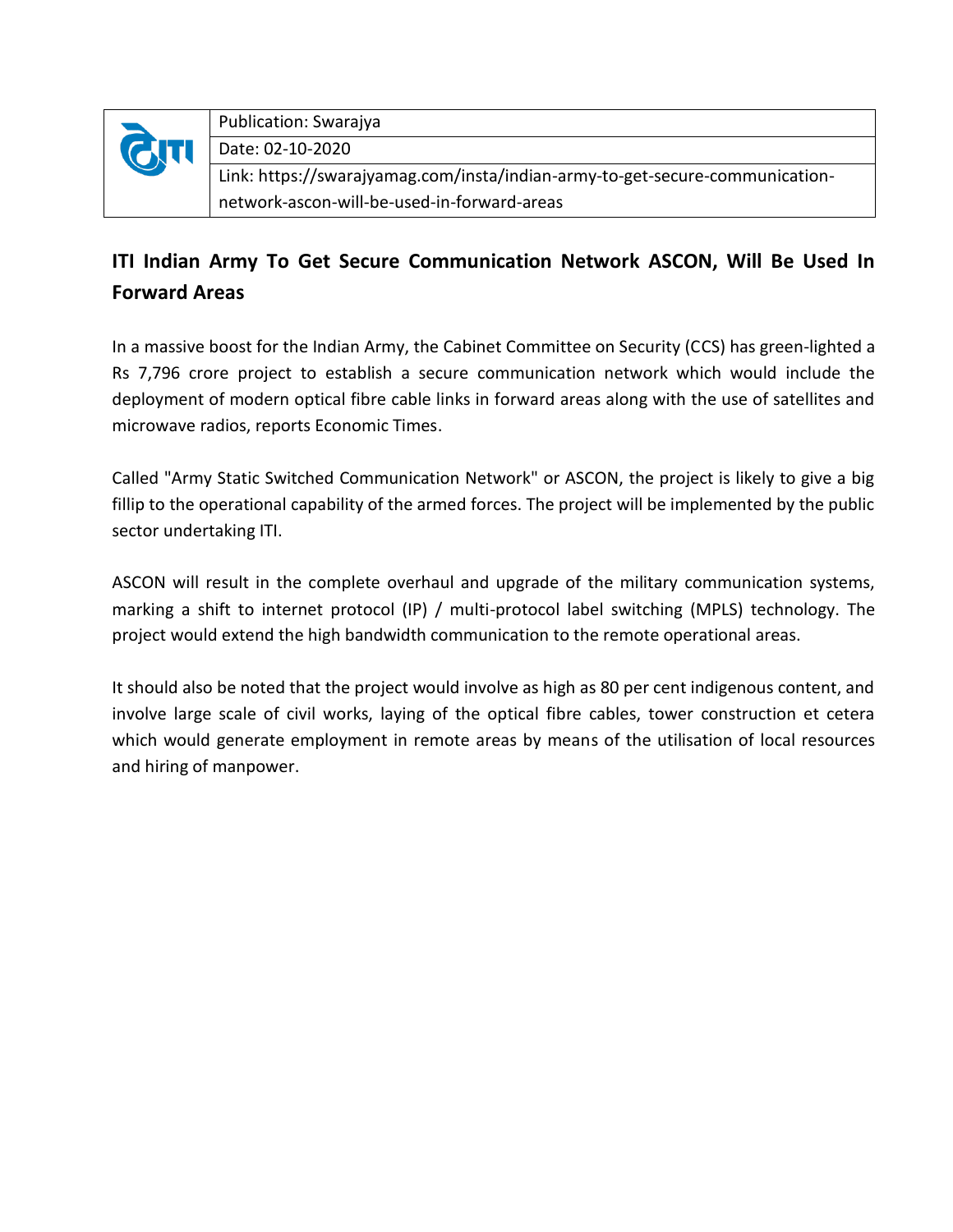| | Publication: Swarajya |
|---|---|
| | Date: 02-10-2020 |
| | Link: https://swarajyamag.com/insta/indian-army-to-get-secure-communication-network-ascon-will-be-used-in-forward-areas |

## ITI Indian Army To Get Secure Communication Network ASCON, Will Be Used In Forward Areas

In a massive boost for the Indian Army, the Cabinet Committee on Security (CCS) has green-lighted a Rs 7,796 crore project to establish a secure communication network which would include the deployment of modern optical fibre cable links in forward areas along with the use of satellites and microwave radios, reports Economic Times.

Called "Army Static Switched Communication Network" or ASCON, the project is likely to give a big fillip to the operational capability of the armed forces. The project will be implemented by the public sector undertaking ITI.

ASCON will result in the complete overhaul and upgrade of the military communication systems, marking a shift to internet protocol (IP) / multi-protocol label switching (MPLS) technology. The project would extend the high bandwidth communication to the remote operational areas.

It should also be noted that the project would involve as high as 80 per cent indigenous content, and involve large scale of civil works, laying of the optical fibre cables, tower construction et cetera which would generate employment in remote areas by means of the utilisation of local resources and hiring of manpower.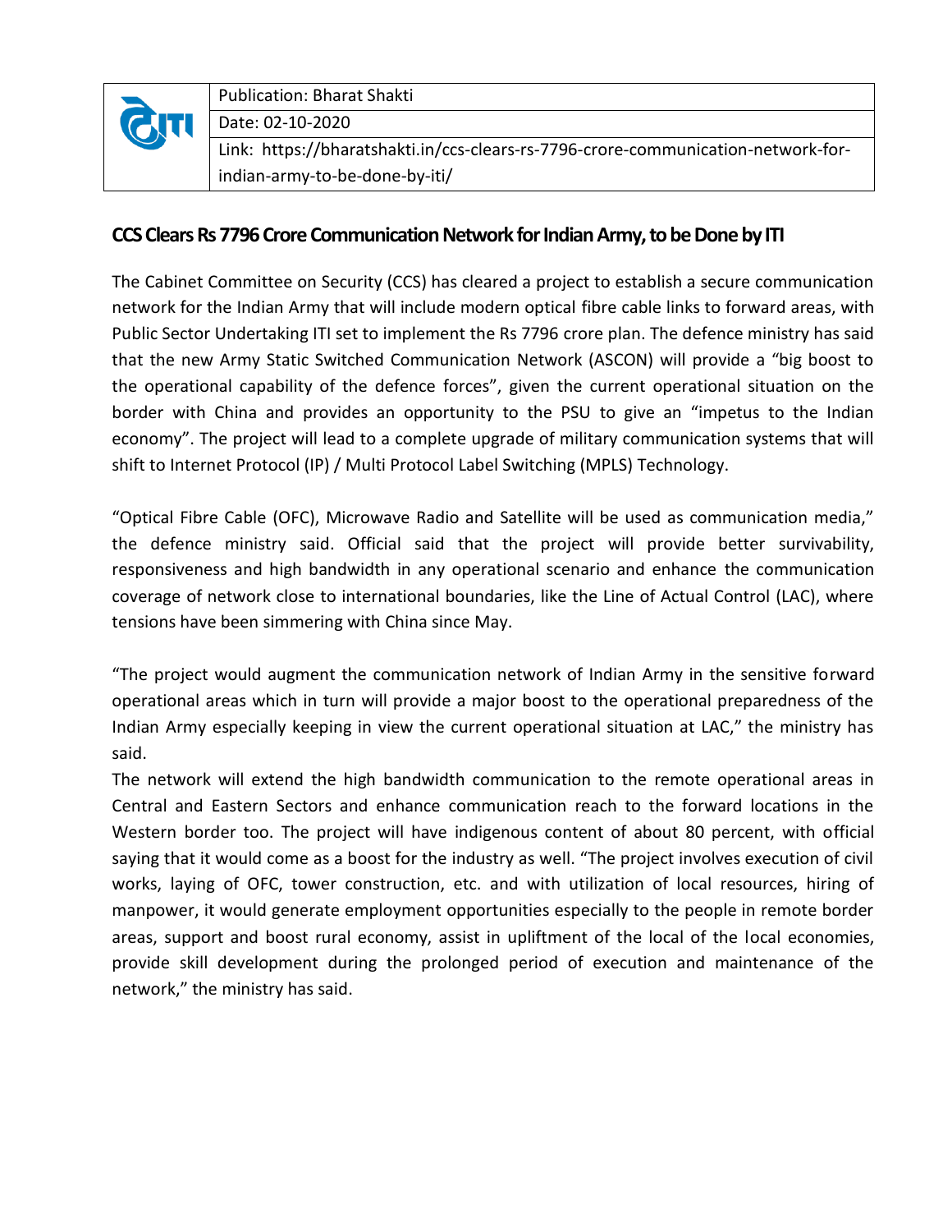| | Publication: Bharat Shakti |
|---|---|
| | Date: 02-10-2020 |
| | Link: https://bharatshakti.in/ccs-clears-rs-7796-crore-communication-network-for-indian-army-to-be-done-by-iti/ |

## CCS Clears Rs 7796 Crore Communication Network for Indian Army, to be Done by ITI

The Cabinet Committee on Security (CCS) has cleared a project to establish a secure communication network for the Indian Army that will include modern optical fibre cable links to forward areas, with Public Sector Undertaking ITI set to implement the Rs 7796 crore plan. The defence ministry has said that the new Army Static Switched Communication Network (ASCON) will provide a "big boost to the operational capability of the defence forces", given the current operational situation on the border with China and provides an opportunity to the PSU to give an "impetus to the Indian economy". The project will lead to a complete upgrade of military communication systems that will shift to Internet Protocol (IP) / Multi Protocol Label Switching (MPLS) Technology.

"Optical Fibre Cable (OFC), Microwave Radio and Satellite will be used as communication media," the defence ministry said. Official said that the project will provide better survivability, responsiveness and high bandwidth in any operational scenario and enhance the communication coverage of network close to international boundaries, like the Line of Actual Control (LAC), where tensions have been simmering with China since May.

"The project would augment the communication network of Indian Army in the sensitive forward operational areas which in turn will provide a major boost to the operational preparedness of the Indian Army especially keeping in view the current operational situation at LAC," the ministry has said.

The network will extend the high bandwidth communication to the remote operational areas in Central and Eastern Sectors and enhance communication reach to the forward locations in the Western border too. The project will have indigenous content of about 80 percent, with official saying that it would come as a boost for the industry as well. "The project involves execution of civil works, laying of OFC, tower construction, etc. and with utilization of local resources, hiring of manpower, it would generate employment opportunities especially to the people in remote border areas, support and boost rural economy, assist in upliftment of the local of the local economies, provide skill development during the prolonged period of execution and maintenance of the network," the ministry has said.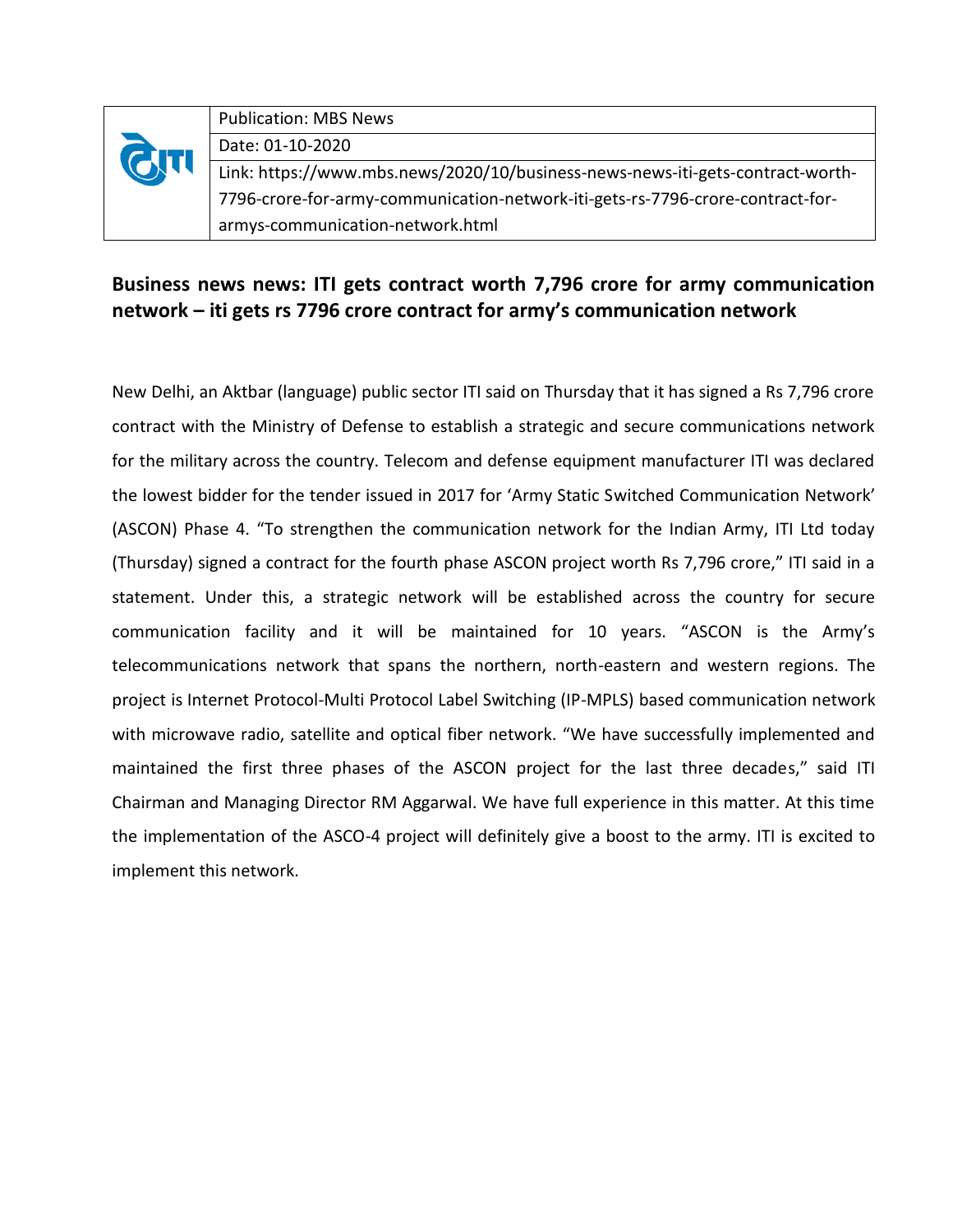| | Publication: MBS News |
|---|---|
| | Date: 01-10-2020 |
| | Link: https://www.mbs.news/2020/10/business-news-news-iti-gets-contract-worth-7796-crore-for-army-communication-network-iti-gets-rs-7796-crore-contract-for-armys-communication-network.html |

## Business news news: ITI gets contract worth 7,796 crore for army communication network – iti gets rs 7796 crore contract for army's communication network

New Delhi, an Aktbar (language) public sector ITI said on Thursday that it has signed a Rs 7,796 crore contract with the Ministry of Defense to establish a strategic and secure communications network for the military across the country. Telecom and defense equipment manufacturer ITI was declared the lowest bidder for the tender issued in 2017 for 'Army Static Switched Communication Network' (ASCON) Phase 4. "To strengthen the communication network for the Indian Army, ITI Ltd today (Thursday) signed a contract for the fourth phase ASCON project worth Rs 7,796 crore," ITI said in a statement. Under this, a strategic network will be established across the country for secure communication facility and it will be maintained for 10 years. "ASCON is the Army's telecommunications network that spans the northern, north-eastern and western regions. The project is Internet Protocol-Multi Protocol Label Switching (IP-MPLS) based communication network with microwave radio, satellite and optical fiber network. "We have successfully implemented and maintained the first three phases of the ASCON project for the last three decades," said ITI Chairman and Managing Director RM Aggarwal. We have full experience in this matter. At this time the implementation of the ASCO-4 project will definitely give a boost to the army. ITI is excited to implement this network.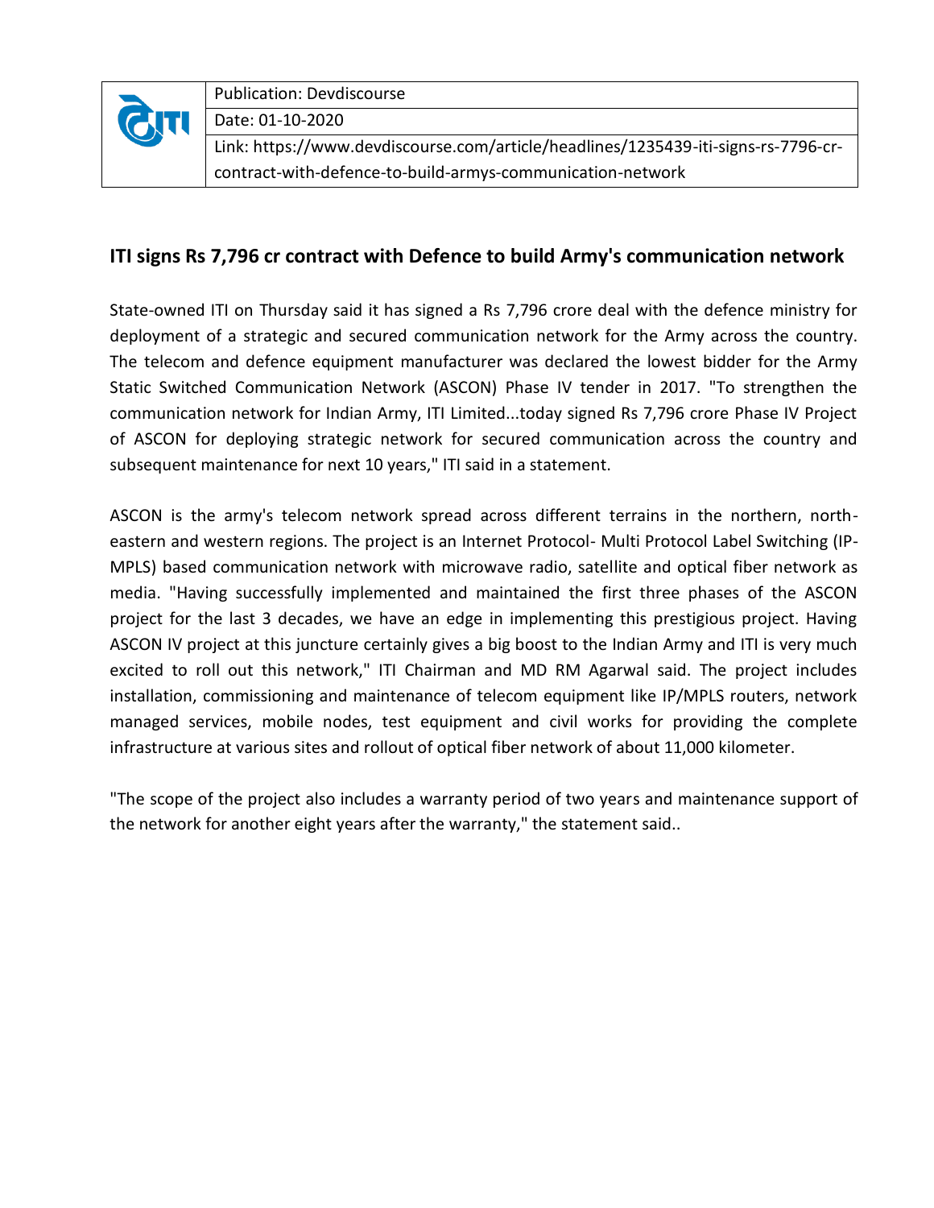| Publication: Devdiscourse |
|---|
| Date: 01-10-2020 |
| Link: https://www.devdiscourse.com/article/headlines/1235439-iti-signs-rs-7796-cr-contract-with-defence-to-build-armys-communication-network |

## ITI signs Rs 7,796 cr contract with Defence to build Army's communication network

State-owned ITI on Thursday said it has signed a Rs 7,796 crore deal with the defence ministry for deployment of a strategic and secured communication network for the Army across the country. The telecom and defence equipment manufacturer was declared the lowest bidder for the Army Static Switched Communication Network (ASCON) Phase IV tender in 2017. "To strengthen the communication network for Indian Army, ITI Limited...today signed Rs 7,796 crore Phase IV Project of ASCON for deploying strategic network for secured communication across the country and subsequent maintenance for next 10 years," ITI said in a statement.

ASCON is the army's telecom network spread across different terrains in the northern, north-eastern and western regions. The project is an Internet Protocol- Multi Protocol Label Switching (IP-MPLS) based communication network with microwave radio, satellite and optical fiber network as media. "Having successfully implemented and maintained the first three phases of the ASCON project for the last 3 decades, we have an edge in implementing this prestigious project. Having ASCON IV project at this juncture certainly gives a big boost to the Indian Army and ITI is very much excited to roll out this network," ITI Chairman and MD RM Agarwal said. The project includes installation, commissioning and maintenance of telecom equipment like IP/MPLS routers, network managed services, mobile nodes, test equipment and civil works for providing the complete infrastructure at various sites and rollout of optical fiber network of about 11,000 kilometer.

"The scope of the project also includes a warranty period of two years and maintenance support of the network for another eight years after the warranty," the statement said..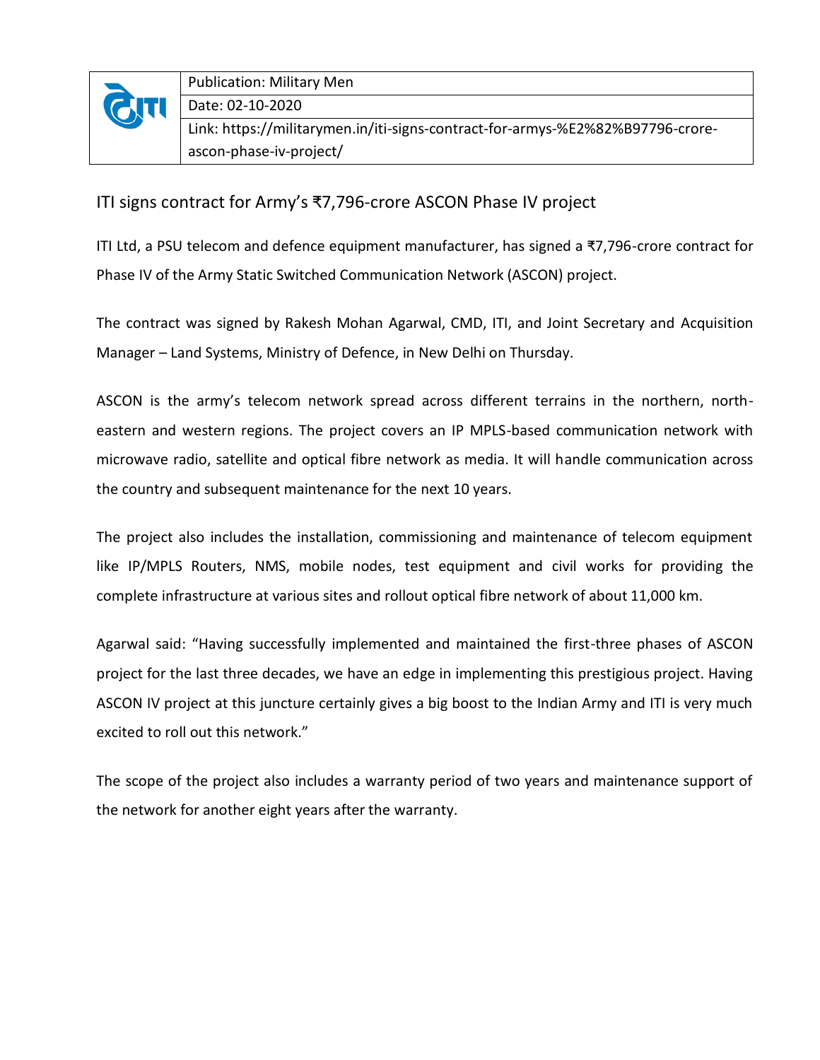| | Publication: Military Men |
|---|---|
| | Date: 02-10-2020 |
| | Link: https://militarymen.in/iti-signs-contract-for-armys-%E2%82%B97796-crore-ascon-phase-iv-project/ |

## ITI signs contract for Army's ₹7,796-crore ASCON Phase IV project

ITI Ltd, a PSU telecom and defence equipment manufacturer, has signed a ₹7,796-crore contract for Phase IV of the Army Static Switched Communication Network (ASCON) project.

The contract was signed by Rakesh Mohan Agarwal, CMD, ITI, and Joint Secretary and Acquisition Manager – Land Systems, Ministry of Defence, in New Delhi on Thursday.

ASCON is the army's telecom network spread across different terrains in the northern, north-eastern and western regions. The project covers an IP MPLS-based communication network with microwave radio, satellite and optical fibre network as media. It will handle communication across the country and subsequent maintenance for the next 10 years.

The project also includes the installation, commissioning and maintenance of telecom equipment like IP/MPLS Routers, NMS, mobile nodes, test equipment and civil works for providing the complete infrastructure at various sites and rollout optical fibre network of about 11,000 km.

Agarwal said: "Having successfully implemented and maintained the first-three phases of ASCON project for the last three decades, we have an edge in implementing this prestigious project. Having ASCON IV project at this juncture certainly gives a big boost to the Indian Army and ITI is very much excited to roll out this network."

The scope of the project also includes a warranty period of two years and maintenance support of the network for another eight years after the warranty.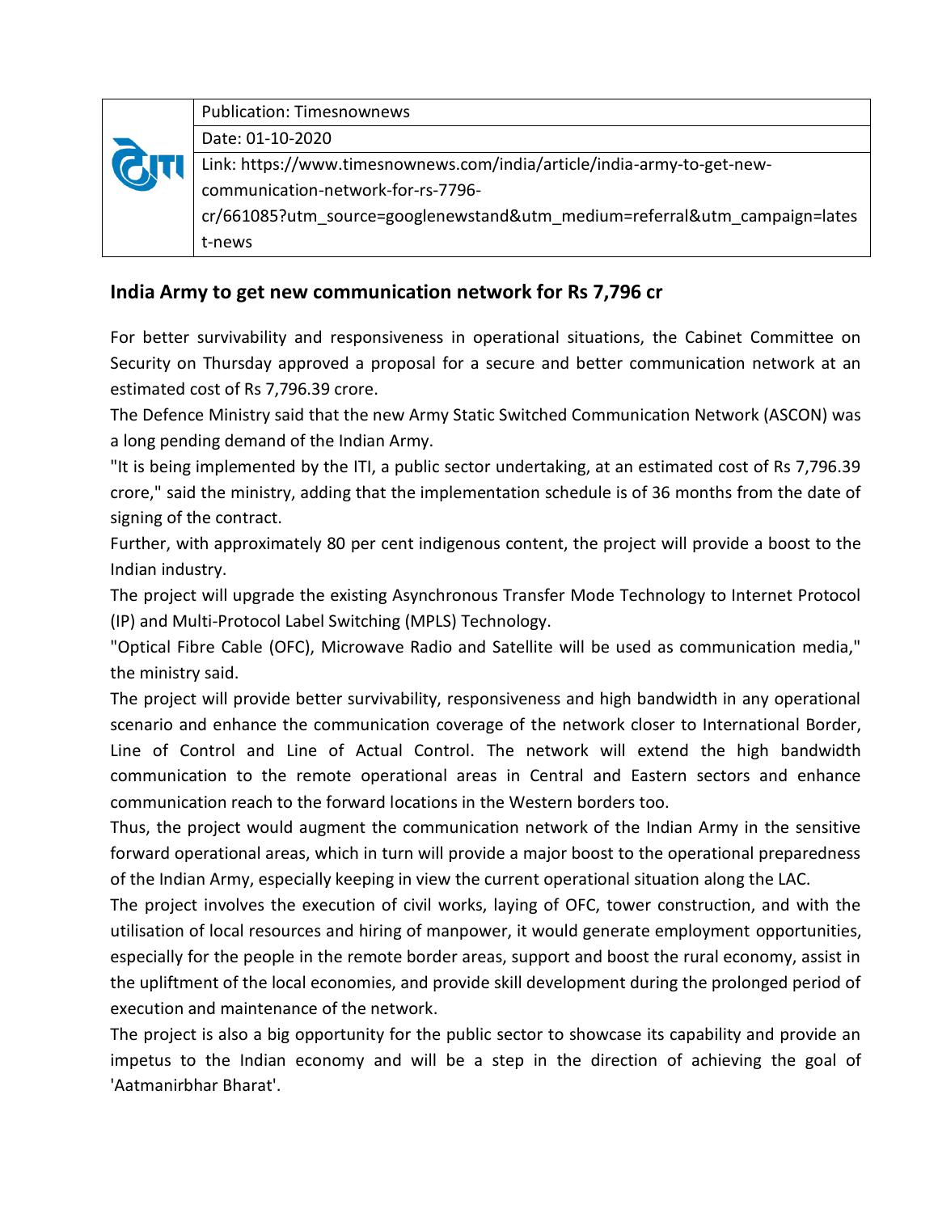| | Publication: Timesnownews |
|---|---|
| | Date: 01-10-2020 |
| | Link: https://www.timesnownews.com/india/article/india-army-to-get-new-communication-network-for-rs-7796-cr/661085?utm_source=googlenewstand&utm_medium=referral&utm_campaign=latest-news |

## India Army to get new communication network for Rs 7,796 cr

For better survivability and responsiveness in operational situations, the Cabinet Committee on Security on Thursday approved a proposal for a secure and better communication network at an estimated cost of Rs 7,796.39 crore.

The Defence Ministry said that the new Army Static Switched Communication Network (ASCON) was a long pending demand of the Indian Army.

"It is being implemented by the ITI, a public sector undertaking, at an estimated cost of Rs 7,796.39 crore," said the ministry, adding that the implementation schedule is of 36 months from the date of signing of the contract.

Further, with approximately 80 per cent indigenous content, the project will provide a boost to the Indian industry.

The project will upgrade the existing Asynchronous Transfer Mode Technology to Internet Protocol (IP) and Multi-Protocol Label Switching (MPLS) Technology.

"Optical Fibre Cable (OFC), Microwave Radio and Satellite will be used as communication media," the ministry said.

The project will provide better survivability, responsiveness and high bandwidth in any operational scenario and enhance the communication coverage of the network closer to International Border, Line of Control and Line of Actual Control. The network will extend the high bandwidth communication to the remote operational areas in Central and Eastern sectors and enhance communication reach to the forward locations in the Western borders too.

Thus, the project would augment the communication network of the Indian Army in the sensitive forward operational areas, which in turn will provide a major boost to the operational preparedness of the Indian Army, especially keeping in view the current operational situation along the LAC.

The project involves the execution of civil works, laying of OFC, tower construction, and with the utilisation of local resources and hiring of manpower, it would generate employment opportunities, especially for the people in the remote border areas, support and boost the rural economy, assist in the upliftment of the local economies, and provide skill development during the prolonged period of execution and maintenance of the network.

The project is also a big opportunity for the public sector to showcase its capability and provide an impetus to the Indian economy and will be a step in the direction of achieving the goal of 'Aatmanirbhar Bharat'.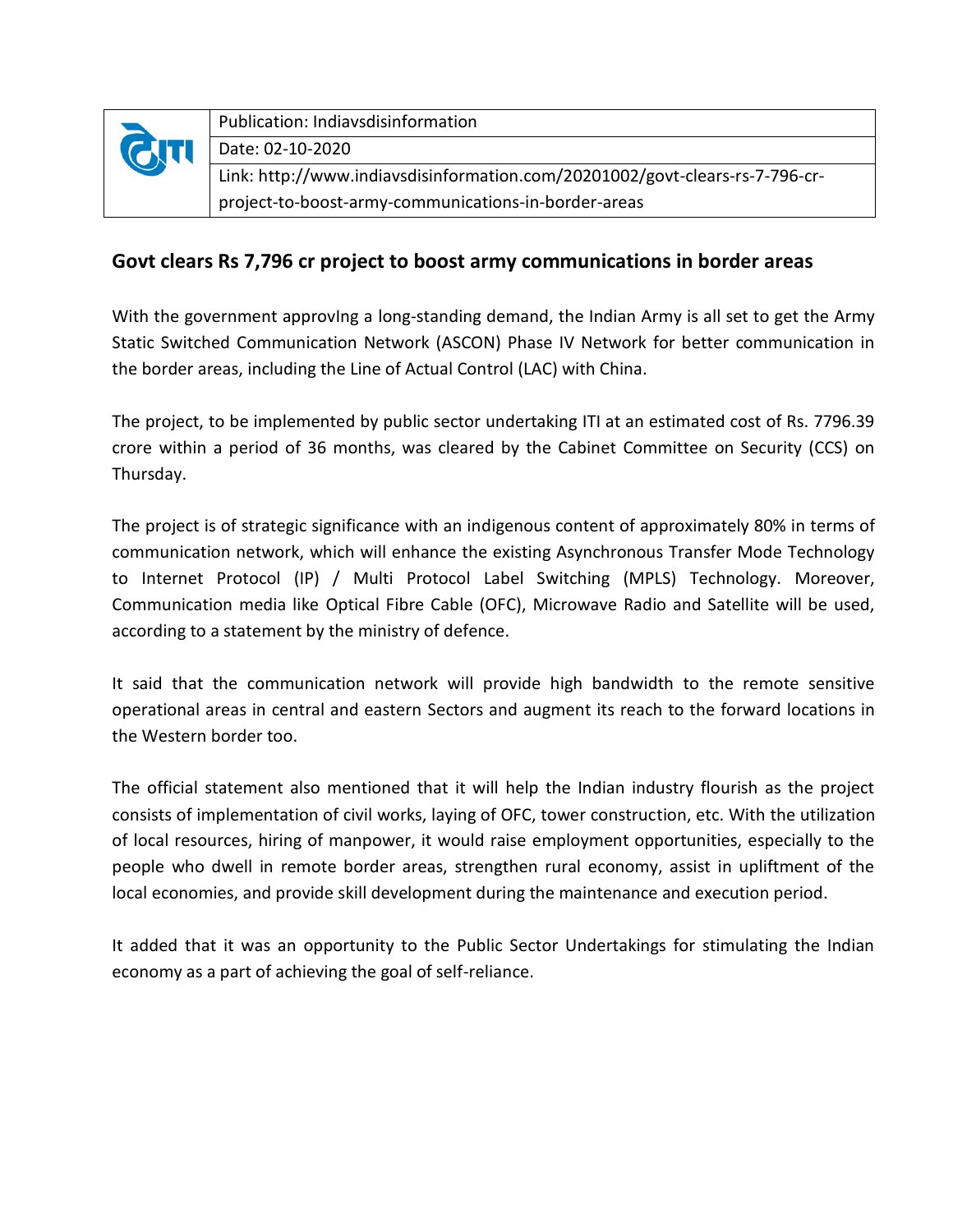| | Publication: Indiavsdisinformation |
|---|---|
| | Date: 02-10-2020 |
| | Link: http://www.indiavsdisinformation.com/20201002/govt-clears-rs-7-796-cr-project-to-boost-army-communications-in-border-areas |

## Govt clears Rs 7,796 cr project to boost army communications in border areas

With the government approvIng a long-standing demand, the Indian Army is all set to get the Army Static Switched Communication Network (ASCON) Phase IV Network for better communication in the border areas, including the Line of Actual Control (LAC) with China.

The project, to be implemented by public sector undertaking ITI at an estimated cost of Rs. 7796.39 crore within a period of 36 months, was cleared by the Cabinet Committee on Security (CCS) on Thursday.

The project is of strategic significance with an indigenous content of approximately 80% in terms of communication network, which will enhance the existing Asynchronous Transfer Mode Technology to Internet Protocol (IP) / Multi Protocol Label Switching (MPLS) Technology. Moreover, Communication media like Optical Fibre Cable (OFC), Microwave Radio and Satellite will be used, according to a statement by the ministry of defence.

It said that the communication network will provide high bandwidth to the remote sensitive operational areas in central and eastern Sectors and augment its reach to the forward locations in the Western border too.

The official statement also mentioned that it will help the Indian industry flourish as the project consists of implementation of civil works, laying of OFC, tower construction, etc. With the utilization of local resources, hiring of manpower, it would raise employment opportunities, especially to the people who dwell in remote border areas, strengthen rural economy, assist in upliftment of the local economies, and provide skill development during the maintenance and execution period.

It added that it was an opportunity to the Public Sector Undertakings for stimulating the Indian economy as a part of achieving the goal of self-reliance.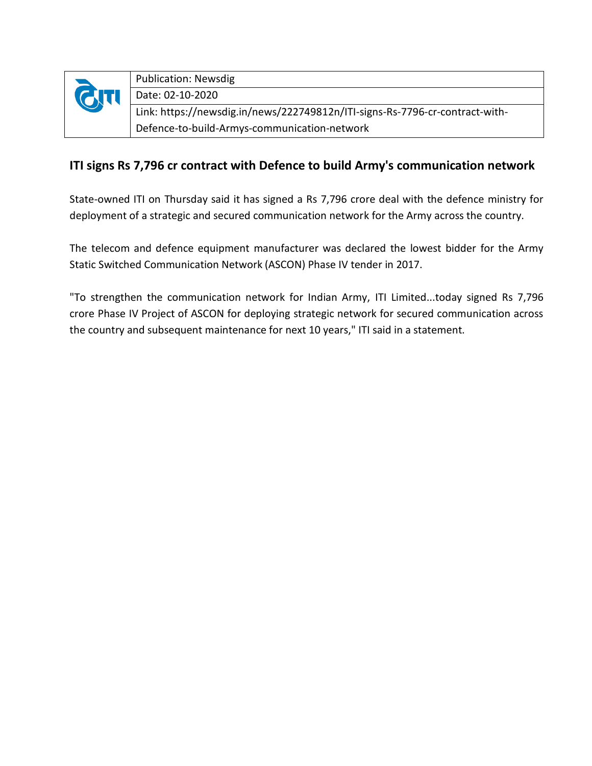| | Publication: Newsdig |
|---|---|
| | Date: 02-10-2020 |
| | Link: https://newsdig.in/news/222749812n/ITI-signs-Rs-7796-cr-contract-with-Defence-to-build-Armys-communication-network |

## ITI signs Rs 7,796 cr contract with Defence to build Army's communication network

State-owned ITI on Thursday said it has signed a Rs 7,796 crore deal with the defence ministry for deployment of a strategic and secured communication network for the Army across the country.

The telecom and defence equipment manufacturer was declared the lowest bidder for the Army Static Switched Communication Network (ASCON) Phase IV tender in 2017.

"To strengthen the communication network for Indian Army, ITI Limited...today signed Rs 7,796 crore Phase IV Project of ASCON for deploying strategic network for secured communication across the country and subsequent maintenance for next 10 years," ITI said in a statement.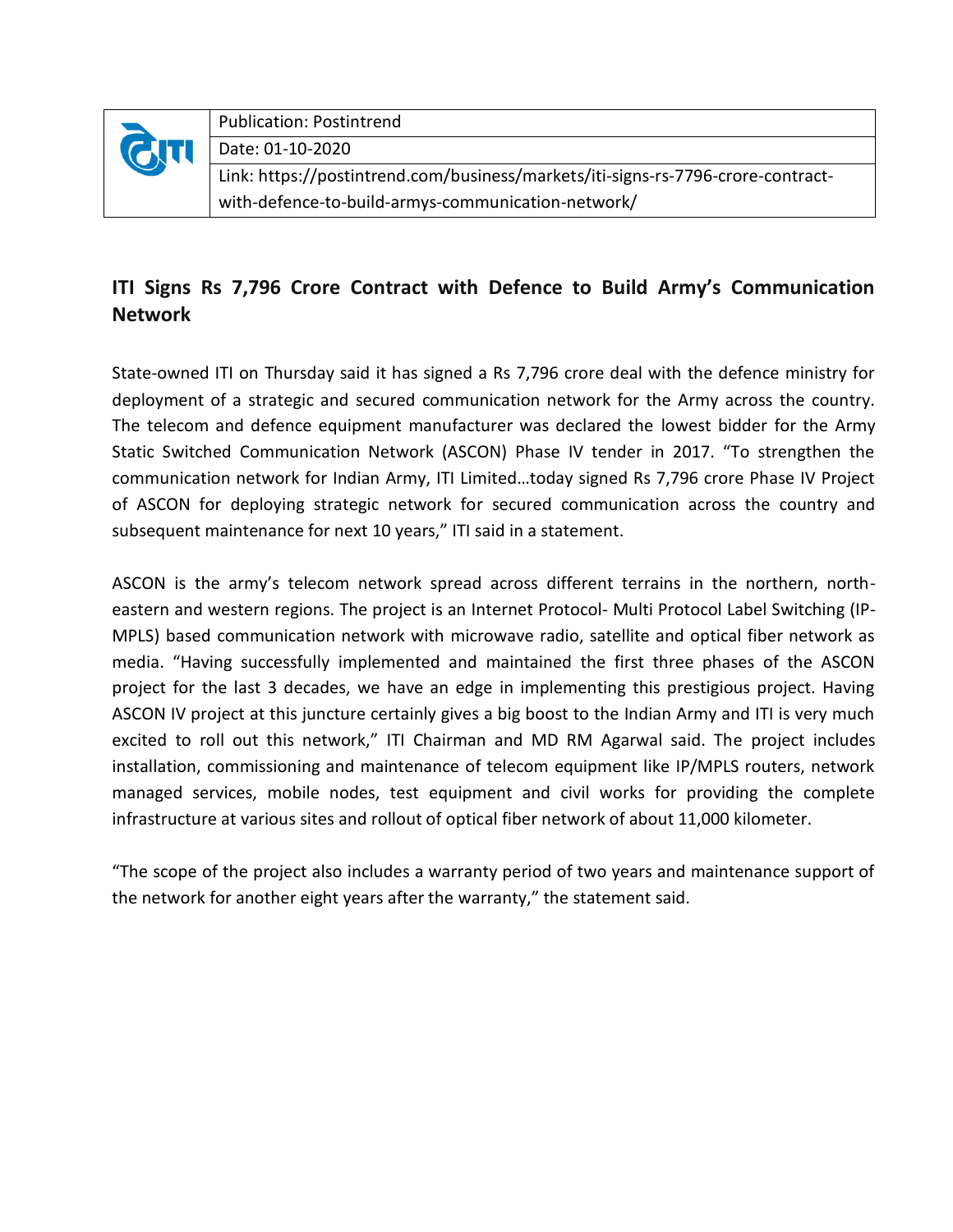| | |
|---|---|
| | Publication: Postintrend |
| | Date: 01-10-2020 |
| | Link: https://postintrend.com/business/markets/iti-signs-rs-7796-crore-contract-with-defence-to-build-armys-communication-network/ |

## ITI Signs Rs 7,796 Crore Contract with Defence to Build Army's Communication Network

State-owned ITI on Thursday said it has signed a Rs 7,796 crore deal with the defence ministry for deployment of a strategic and secured communication network for the Army across the country. The telecom and defence equipment manufacturer was declared the lowest bidder for the Army Static Switched Communication Network (ASCON) Phase IV tender in 2017. "To strengthen the communication network for Indian Army, ITI Limited…today signed Rs 7,796 crore Phase IV Project of ASCON for deploying strategic network for secured communication across the country and subsequent maintenance for next 10 years," ITI said in a statement.

ASCON is the army's telecom network spread across different terrains in the northern, north-eastern and western regions. The project is an Internet Protocol- Multi Protocol Label Switching (IP-MPLS) based communication network with microwave radio, satellite and optical fiber network as media. "Having successfully implemented and maintained the first three phases of the ASCON project for the last 3 decades, we have an edge in implementing this prestigious project. Having ASCON IV project at this juncture certainly gives a big boost to the Indian Army and ITI is very much excited to roll out this network," ITI Chairman and MD RM Agarwal said. The project includes installation, commissioning and maintenance of telecom equipment like IP/MPLS routers, network managed services, mobile nodes, test equipment and civil works for providing the complete infrastructure at various sites and rollout of optical fiber network of about 11,000 kilometer.

"The scope of the project also includes a warranty period of two years and maintenance support of the network for another eight years after the warranty," the statement said.